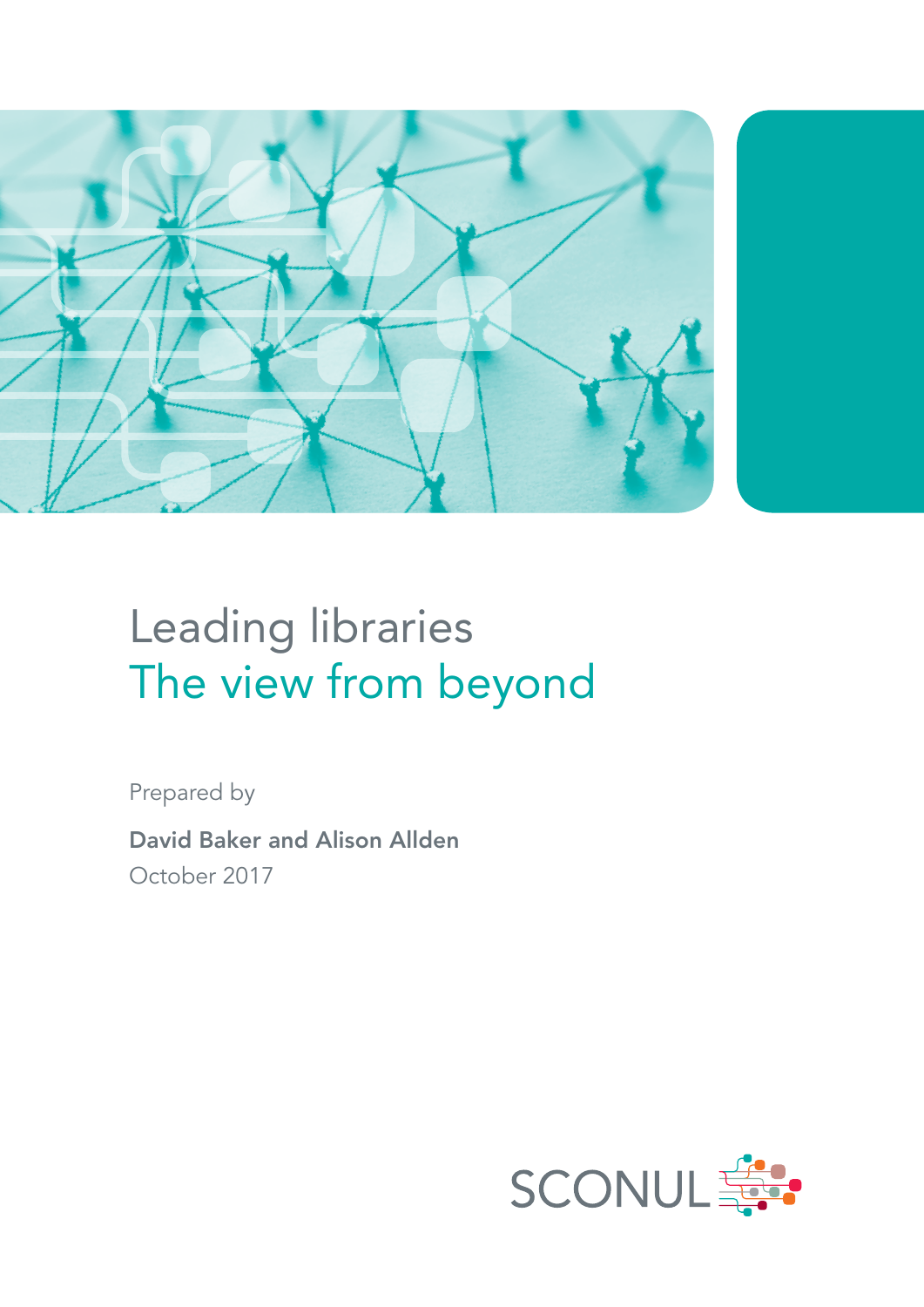# Leading libraries
## The view from beyond

Prepared by

**David Baker and Alison Allden**
October 2017

SCONUL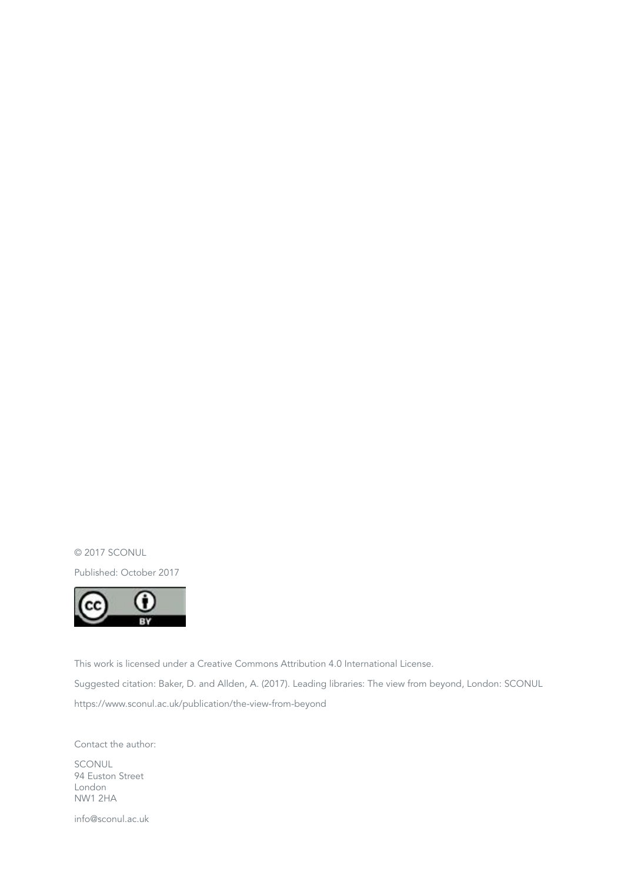© 2017 SCONUL

Published: October 2017

This work is licensed under a Creative Commons Attribution 4.0 International License.

Suggested citation: Baker, D. and Allden, A. (2017). Leading libraries: The view from beyond, London: SCONUL

https://www.sconul.ac.uk/publication/the-view-from-beyond

Contact the author:

SCONUL  
94 Euston Street  
London  
NW1 2HA

info@sconul.ac.uk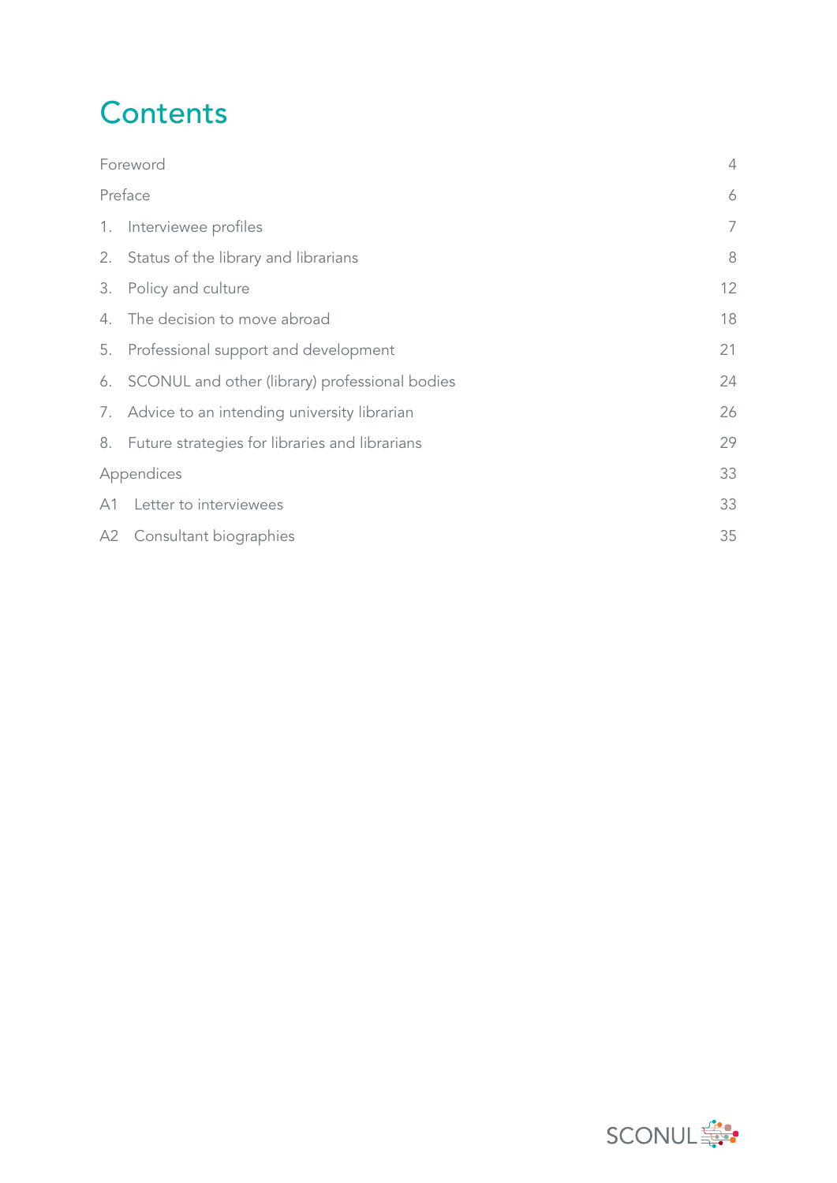# Contents

| | |
|---|---|
| Foreword | 4 |
| Preface | 6 |
| 1. Interviewee profiles | 7 |
| 2. Status of the library and librarians | 8 |
| 3. Policy and culture | 12 |
| 4. The decision to move abroad | 18 |
| 5. Professional support and development | 21 |
| 6. SCONUL and other (library) professional bodies | 24 |
| 7. Advice to an intending university librarian | 26 |
| 8. Future strategies for libraries and librarians | 29 |
| Appendices | 33 |
| A1 Letter to interviewees | 33 |
| A2 Consultant biographies | 35 |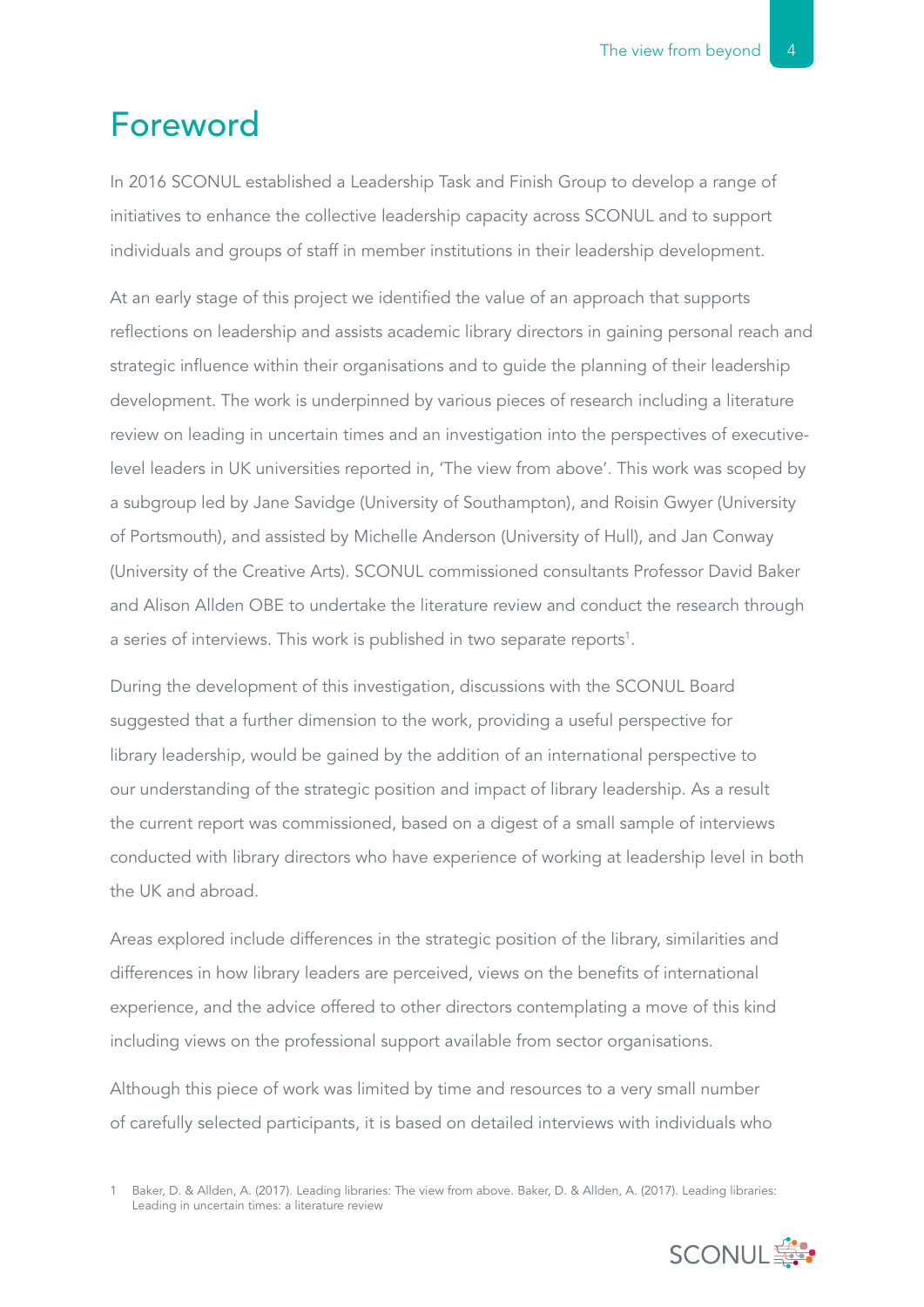# Foreword

In 2016 SCONUL established a Leadership Task and Finish Group to develop a range of initiatives to enhance the collective leadership capacity across SCONUL and to support individuals and groups of staff in member institutions in their leadership development.

At an early stage of this project we identified the value of an approach that supports reflections on leadership and assists academic library directors in gaining personal reach and strategic influence within their organisations and to guide the planning of their leadership development. The work is underpinned by various pieces of research including a literature review on leading in uncertain times and an investigation into the perspectives of executive-level leaders in UK universities reported in, 'The view from above'. This work was scoped by a subgroup led by Jane Savidge (University of Southampton), and Roisin Gwyer (University of Portsmouth), and assisted by Michelle Anderson (University of Hull), and Jan Conway (University of the Creative Arts). SCONUL commissioned consultants Professor David Baker and Alison Allden OBE to undertake the literature review and conduct the research through a series of interviews. This work is published in two separate reports[1].

During the development of this investigation, discussions with the SCONUL Board suggested that a further dimension to the work, providing a useful perspective for library leadership, would be gained by the addition of an international perspective to our understanding of the strategic position and impact of library leadership. As a result the current report was commissioned, based on a digest of a small sample of interviews conducted with library directors who have experience of working at leadership level in both the UK and abroad.

Areas explored include differences in the strategic position of the library, similarities and differences in how library leaders are perceived, views on the benefits of international experience, and the advice offered to other directors contemplating a move of this kind including views on the professional support available from sector organisations.

Although this piece of work was limited by time and resources to a very small number of carefully selected participants, it is based on detailed interviews with individuals who

1 Baker, D. & Allden, A. (2017). Leading libraries: The view from above. Baker, D. & Allden, A. (2017). Leading libraries: Leading in uncertain times: a literature review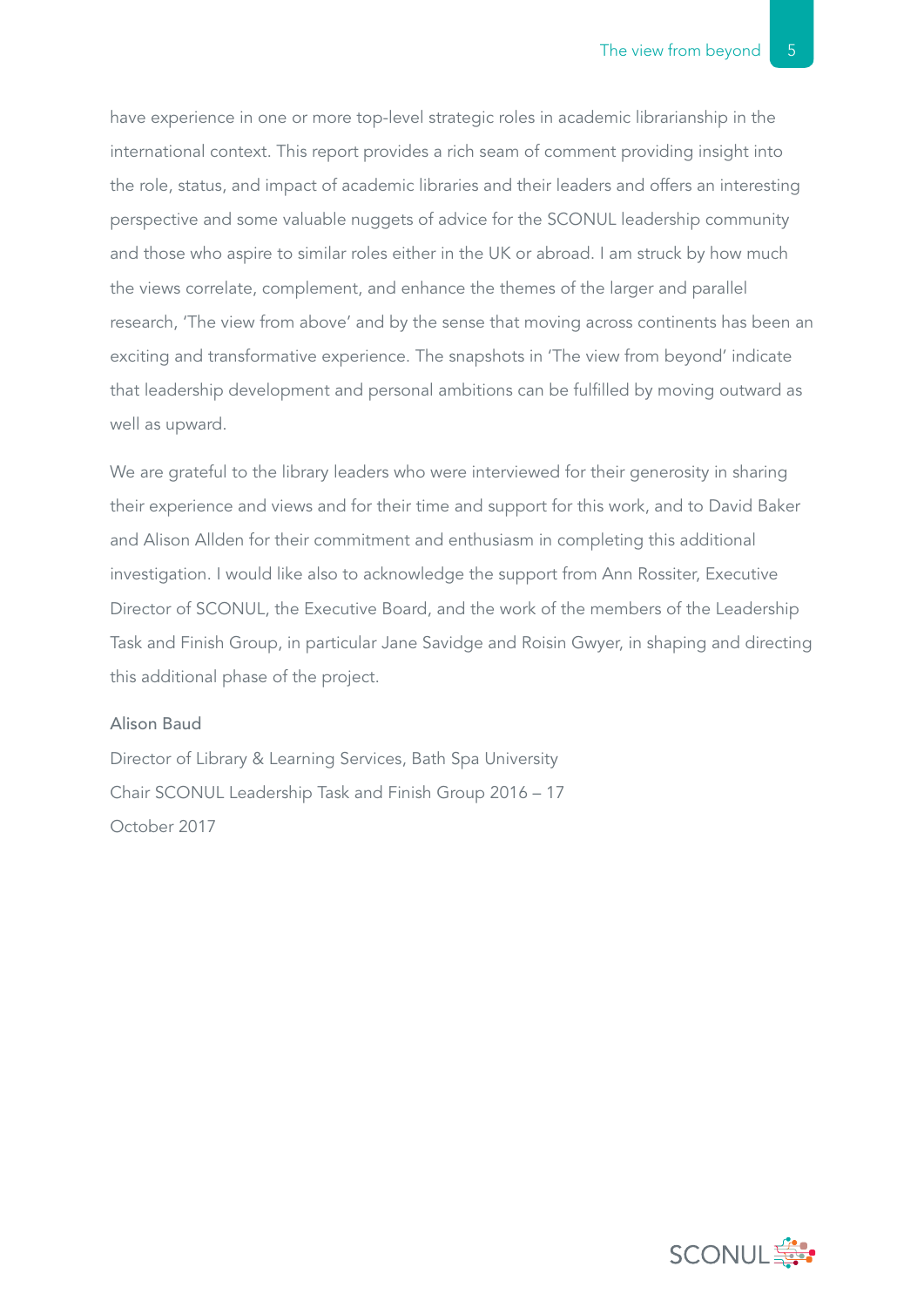have experience in one or more top-level strategic roles in academic librarianship in the international context. This report provides a rich seam of comment providing insight into the role, status, and impact of academic libraries and their leaders and offers an interesting perspective and some valuable nuggets of advice for the SCONUL leadership community and those who aspire to similar roles either in the UK or abroad. I am struck by how much the views correlate, complement, and enhance the themes of the larger and parallel research, 'The view from above' and by the sense that moving across continents has been an exciting and transformative experience. The snapshots in 'The view from beyond' indicate that leadership development and personal ambitions can be fulfilled by moving outward as well as upward.

We are grateful to the library leaders who were interviewed for their generosity in sharing their experience and views and for their time and support for this work, and to David Baker and Alison Allden for their commitment and enthusiasm in completing this additional investigation. I would like also to acknowledge the support from Ann Rossiter, Executive Director of SCONUL, the Executive Board, and the work of the members of the Leadership Task and Finish Group, in particular Jane Savidge and Roisin Gwyer, in shaping and directing this additional phase of the project.

Alison Baud

Director of Library & Learning Services, Bath Spa University

Chair SCONUL Leadership Task and Finish Group 2016 – 17

October 2017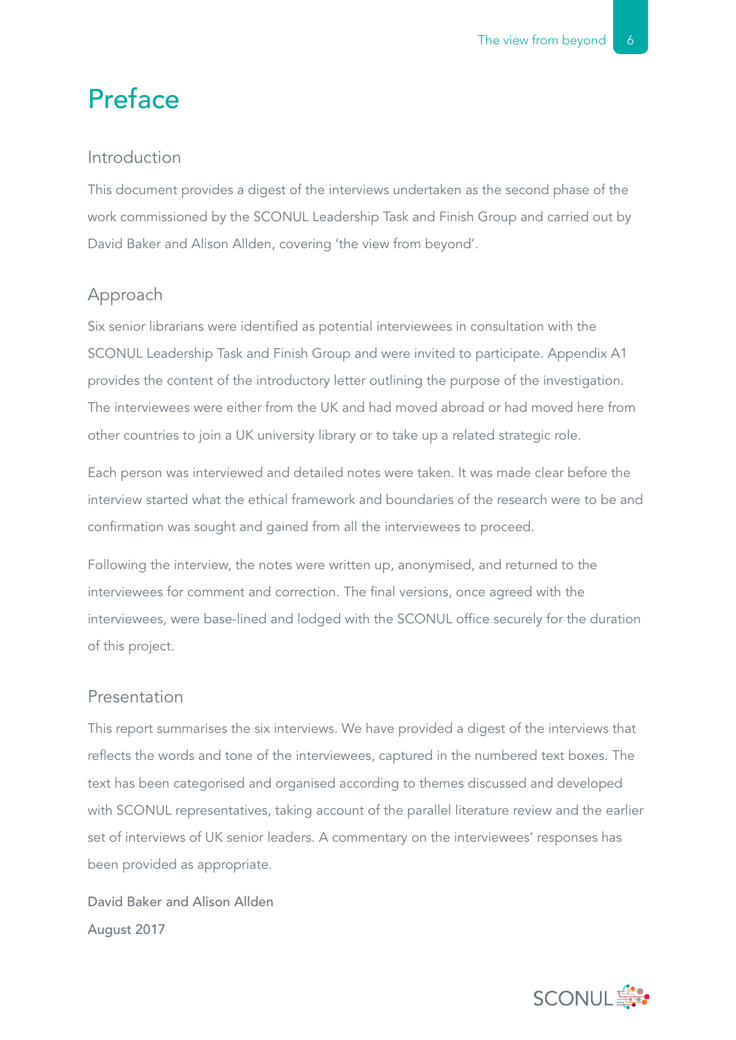# Preface

## Introduction

This document provides a digest of the interviews undertaken as the second phase of the work commissioned by the SCONUL Leadership Task and Finish Group and carried out by David Baker and Alison Allden, covering 'the view from beyond'.

## Approach

Six senior librarians were identified as potential interviewees in consultation with the SCONUL Leadership Task and Finish Group and were invited to participate. Appendix A1 provides the content of the introductory letter outlining the purpose of the investigation. The interviewees were either from the UK and had moved abroad or had moved here from other countries to join a UK university library or to take up a related strategic role.

Each person was interviewed and detailed notes were taken. It was made clear before the interview started what the ethical framework and boundaries of the research were to be and confirmation was sought and gained from all the interviewees to proceed.

Following the interview, the notes were written up, anonymised, and returned to the interviewees for comment and correction. The final versions, once agreed with the interviewees, were base-lined and lodged with the SCONUL office securely for the duration of this project.

## Presentation

This report summarises the six interviews. We have provided a digest of the interviews that reflects the words and tone of the interviewees, captured in the numbered text boxes. The text has been categorised and organised according to themes discussed and developed with SCONUL representatives, taking account of the parallel literature review and the earlier set of interviews of UK senior leaders. A commentary on the interviewees' responses has been provided as appropriate.

David Baker and Alison Allden

August 2017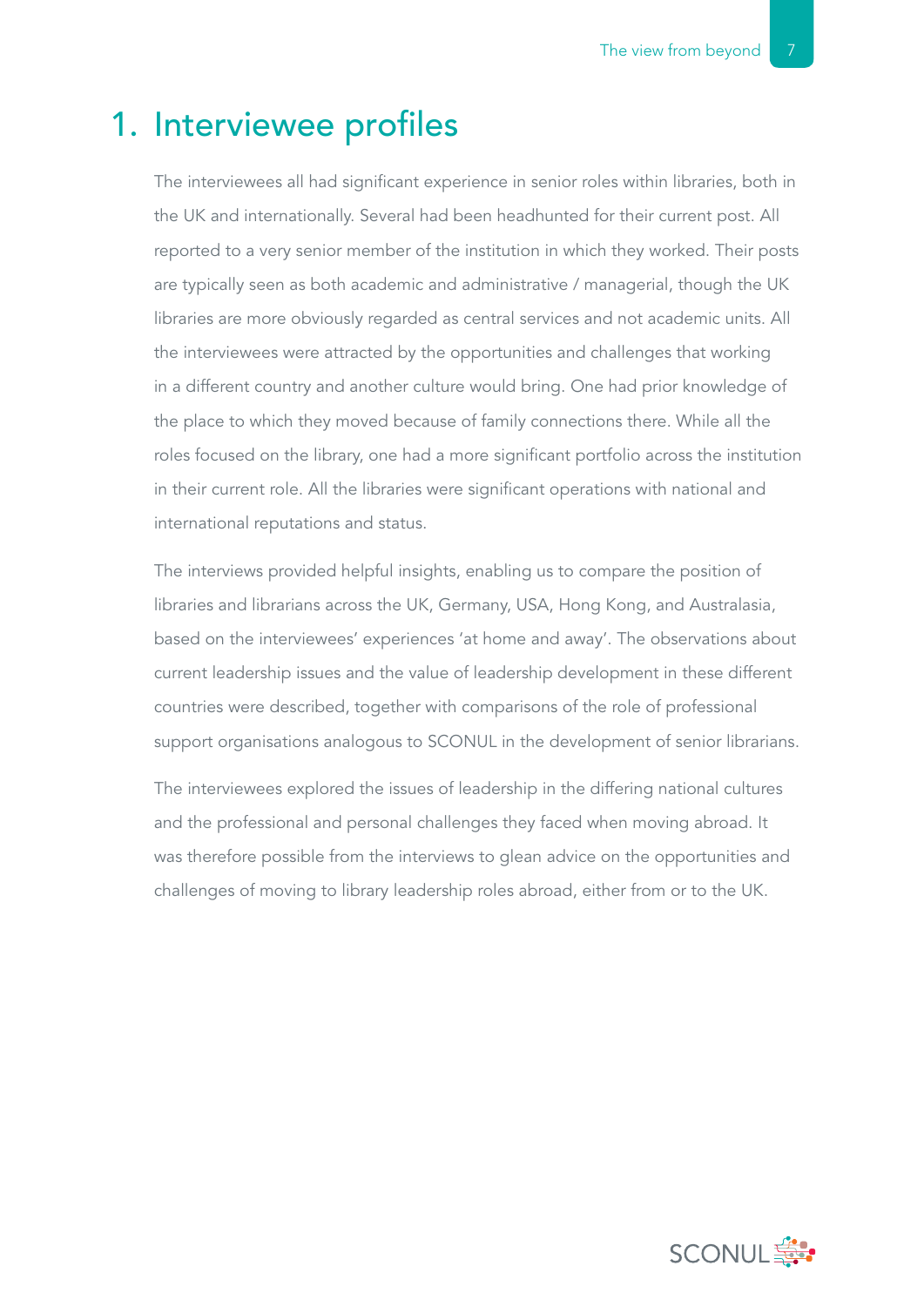# 1. Interviewee profiles

The interviewees all had significant experience in senior roles within libraries, both in the UK and internationally. Several had been headhunted for their current post. All reported to a very senior member of the institution in which they worked. Their posts are typically seen as both academic and administrative / managerial, though the UK libraries are more obviously regarded as central services and not academic units. All the interviewees were attracted by the opportunities and challenges that working in a different country and another culture would bring. One had prior knowledge of the place to which they moved because of family connections there. While all the roles focused on the library, one had a more significant portfolio across the institution in their current role. All the libraries were significant operations with national and international reputations and status.

The interviews provided helpful insights, enabling us to compare the position of libraries and librarians across the UK, Germany, USA, Hong Kong, and Australasia, based on the interviewees' experiences 'at home and away'. The observations about current leadership issues and the value of leadership development in these different countries were described, together with comparisons of the role of professional support organisations analogous to SCONUL in the development of senior librarians.

The interviewees explored the issues of leadership in the differing national cultures and the professional and personal challenges they faced when moving abroad. It was therefore possible from the interviews to glean advice on the opportunities and challenges of moving to library leadership roles abroad, either from or to the UK.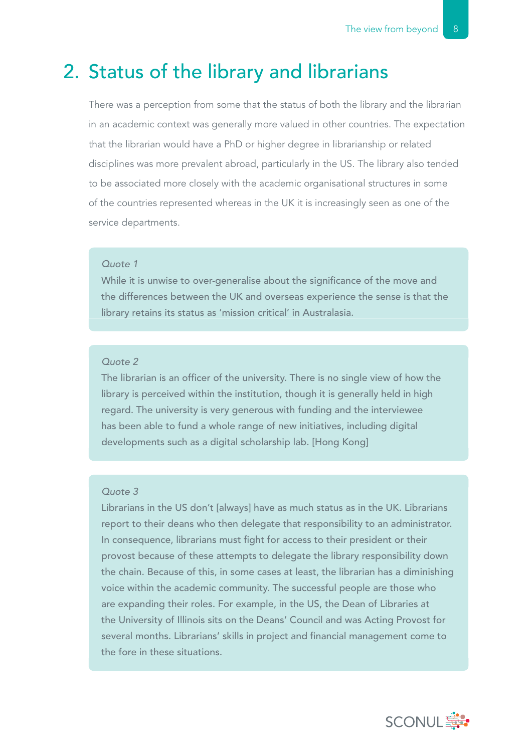## 2. Status of the library and librarians

There was a perception from some that the status of both the library and the librarian in an academic context was generally more valued in other countries. The expectation that the librarian would have a PhD or higher degree in librarianship or related disciplines was more prevalent abroad, particularly in the US. The library also tended to be associated more closely with the academic organisational structures in some of the countries represented whereas in the UK it is increasingly seen as one of the service departments.

> *Quote 1*
> While it is unwise to over-generalise about the significance of the move and the differences between the UK and overseas experience the sense is that the library retains its status as 'mission critical' in Australasia.

> *Quote 2*
> The librarian is an officer of the university. There is no single view of how the library is perceived within the institution, though it is generally held in high regard. The university is very generous with funding and the interviewee has been able to fund a whole range of new initiatives, including digital developments such as a digital scholarship lab. [Hong Kong]

> *Quote 3*
> Librarians in the US don't [always] have as much status as in the UK. Librarians report to their deans who then delegate that responsibility to an administrator. In consequence, librarians must fight for access to their president or their provost because of these attempts to delegate the library responsibility down the chain. Because of this, in some cases at least, the librarian has a diminishing voice within the academic community. The successful people are those who are expanding their roles. For example, in the US, the Dean of Libraries at the University of Illinois sits on the Deans' Council and was Acting Provost for several months. Librarians' skills in project and financial management come to the fore in these situations.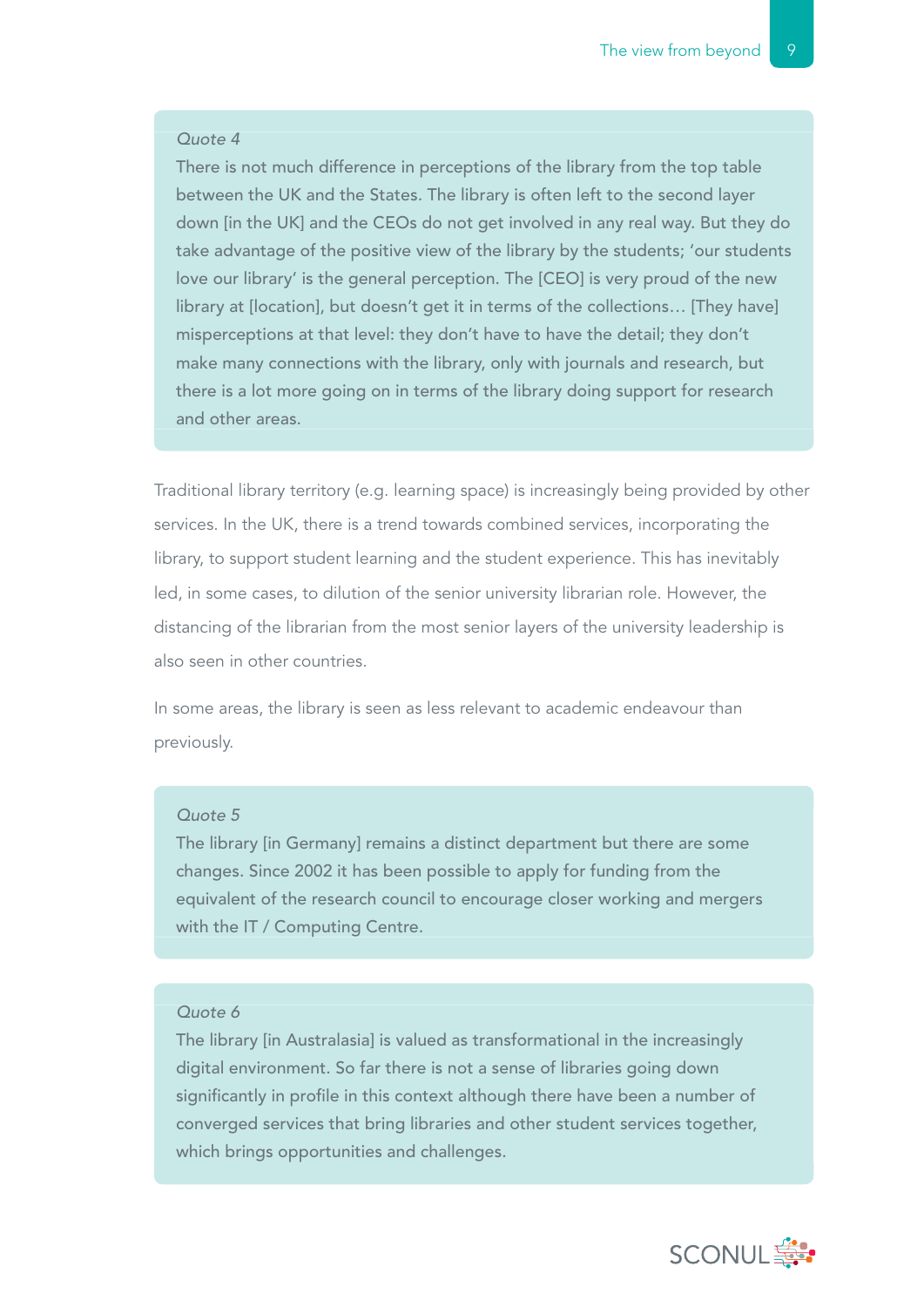*Quote 4*

There is not much difference in perceptions of the library from the top table between the UK and the States. The library is often left to the second layer down [in the UK] and the CEOs do not get involved in any real way. But they do take advantage of the positive view of the library by the students; 'our students love our library' is the general perception. The [CEO] is very proud of the new library at [location], but doesn't get it in terms of the collections… [They have] misperceptions at that level: they don't have to have the detail; they don't make many connections with the library, only with journals and research, but there is a lot more going on in terms of the library doing support for research and other areas.

Traditional library territory (e.g. learning space) is increasingly being provided by other services. In the UK, there is a trend towards combined services, incorporating the library, to support student learning and the student experience. This has inevitably led, in some cases, to dilution of the senior university librarian role. However, the distancing of the librarian from the most senior layers of the university leadership is also seen in other countries.

In some areas, the library is seen as less relevant to academic endeavour than previously.

*Quote 5*

The library [in Germany] remains a distinct department but there are some changes. Since 2002 it has been possible to apply for funding from the equivalent of the research council to encourage closer working and mergers with the IT / Computing Centre.

*Quote 6*

The library [in Australasia] is valued as transformational in the increasingly digital environment. So far there is not a sense of libraries going down significantly in profile in this context although there have been a number of converged services that bring libraries and other student services together, which brings opportunities and challenges.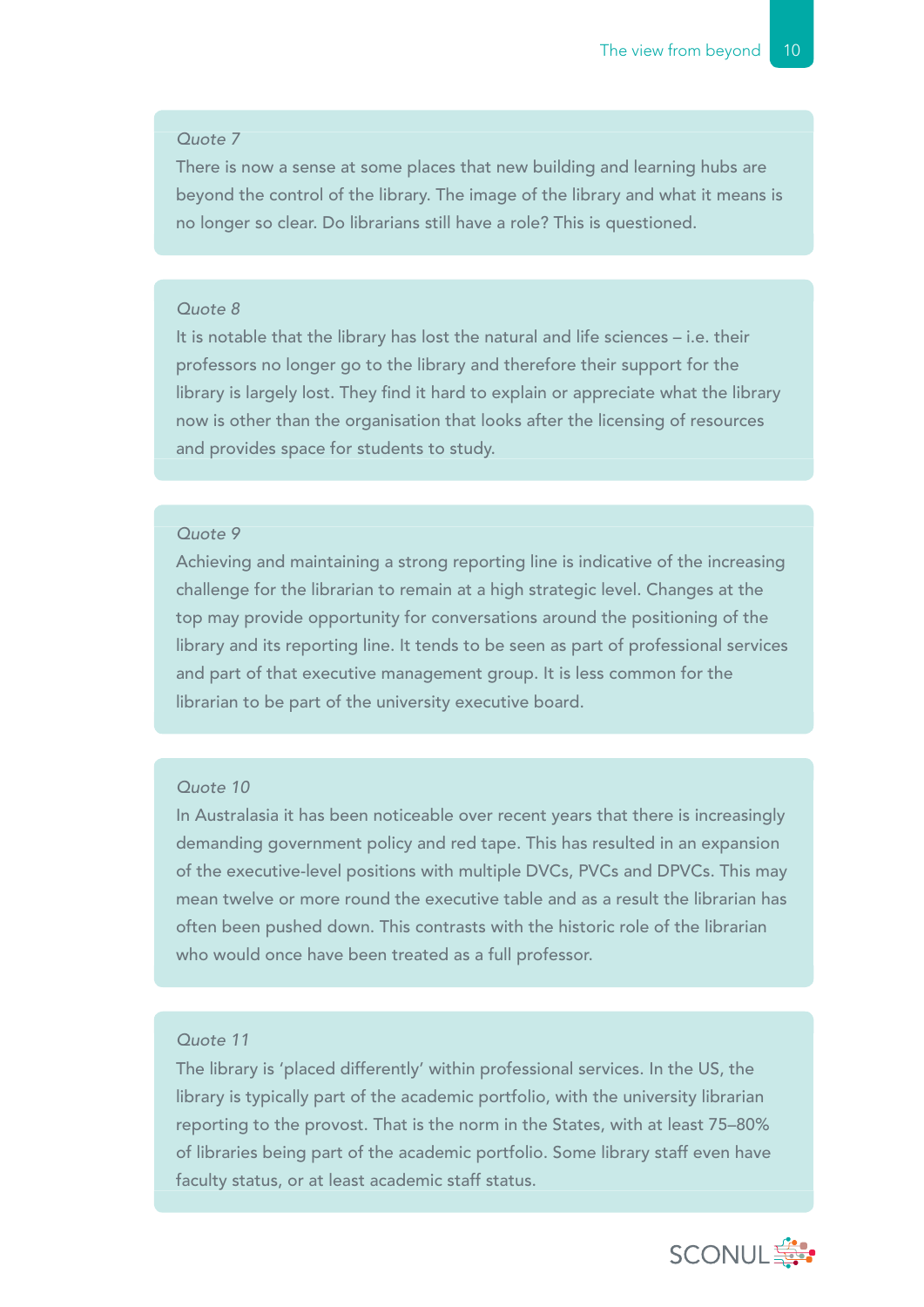*Quote 7*

There is now a sense at some places that new building and learning hubs are beyond the control of the library. The image of the library and what it means is no longer so clear. Do librarians still have a role? This is questioned.

*Quote 8*

It is notable that the library has lost the natural and life sciences – i.e. their professors no longer go to the library and therefore their support for the library is largely lost. They find it hard to explain or appreciate what the library now is other than the organisation that looks after the licensing of resources and provides space for students to study.

*Quote 9*

Achieving and maintaining a strong reporting line is indicative of the increasing challenge for the librarian to remain at a high strategic level. Changes at the top may provide opportunity for conversations around the positioning of the library and its reporting line. It tends to be seen as part of professional services and part of that executive management group. It is less common for the librarian to be part of the university executive board.

*Quote 10*

In Australasia it has been noticeable over recent years that there is increasingly demanding government policy and red tape. This has resulted in an expansion of the executive-level positions with multiple DVCs, PVCs and DPVCs. This may mean twelve or more round the executive table and as a result the librarian has often been pushed down. This contrasts with the historic role of the librarian who would once have been treated as a full professor.

*Quote 11*

The library is 'placed differently' within professional services. In the US, the library is typically part of the academic portfolio, with the university librarian reporting to the provost. That is the norm in the States, with at least 75–80% of libraries being part of the academic portfolio. Some library staff even have faculty status, or at least academic staff status.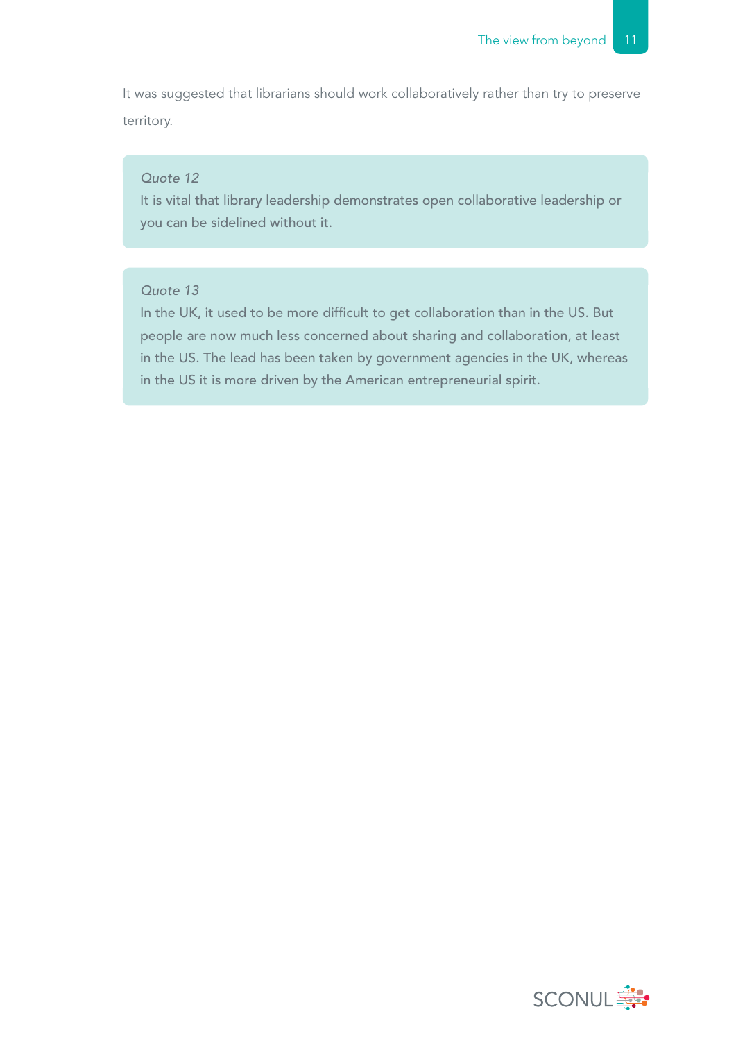It was suggested that librarians should work collaboratively rather than try to preserve territory.

> *Quote 12*
> It is vital that library leadership demonstrates open collaborative leadership or you can be sidelined without it.

> *Quote 13*
> In the UK, it used to be more difficult to get collaboration than in the US. But people are now much less concerned about sharing and collaboration, at least in the US. The lead has been taken by government agencies in the UK, whereas in the US it is more driven by the American entrepreneurial spirit.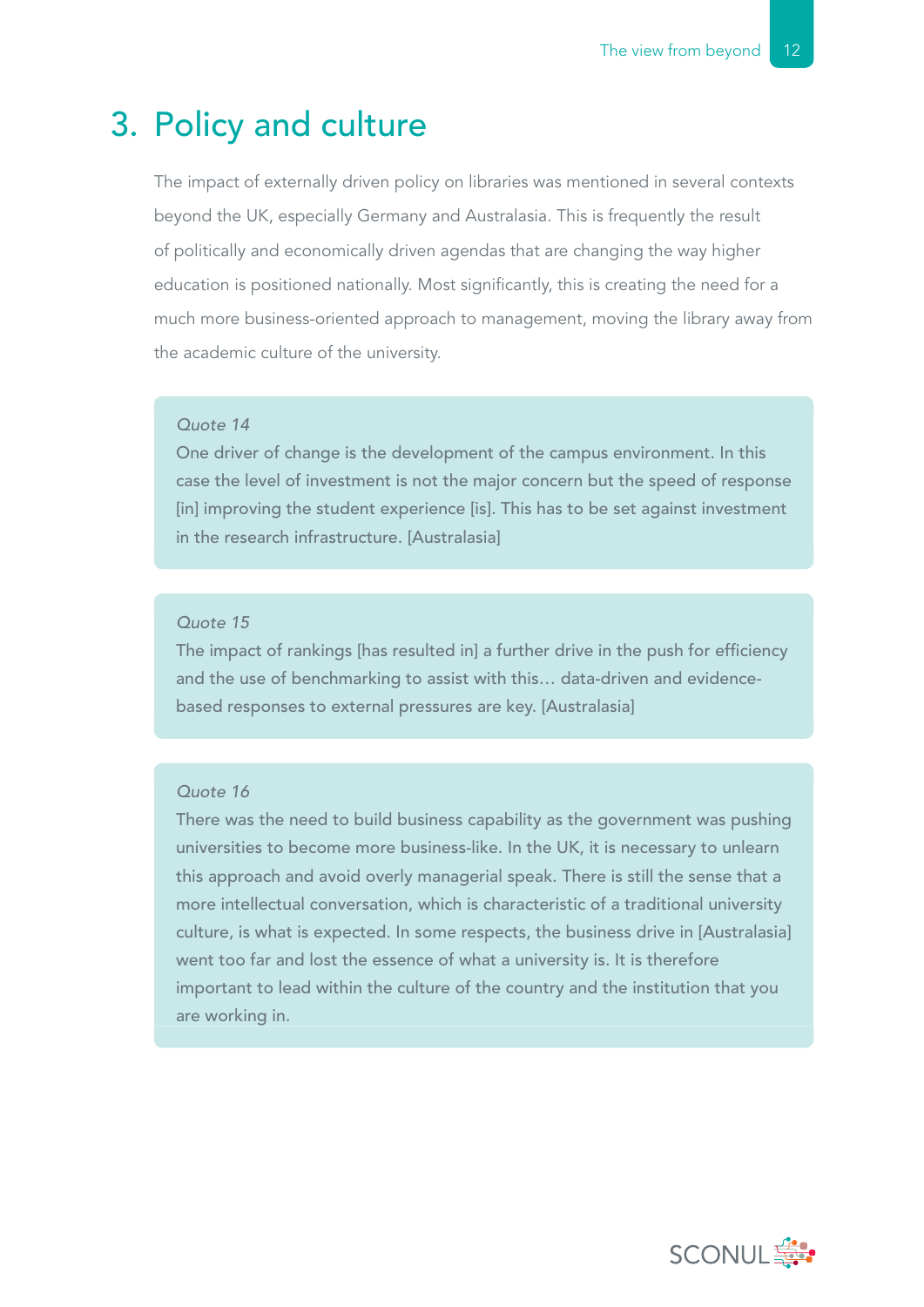# 3. Policy and culture

The impact of externally driven policy on libraries was mentioned in several contexts beyond the UK, especially Germany and Australasia. This is frequently the result of politically and economically driven agendas that are changing the way higher education is positioned nationally. Most significantly, this is creating the need for a much more business-oriented approach to management, moving the library away from the academic culture of the university.

> *Quote 14*
> One driver of change is the development of the campus environment. In this case the level of investment is not the major concern but the speed of response [in] improving the student experience [is]. This has to be set against investment in the research infrastructure. [Australasia]

> *Quote 15*
> The impact of rankings [has resulted in] a further drive in the push for efficiency and the use of benchmarking to assist with this… data-driven and evidence-based responses to external pressures are key. [Australasia]

> *Quote 16*
> There was the need to build business capability as the government was pushing universities to become more business-like. In the UK, it is necessary to unlearn this approach and avoid overly managerial speak. There is still the sense that a more intellectual conversation, which is characteristic of a traditional university culture, is what is expected. In some respects, the business drive in [Australasia] went too far and lost the essence of what a university is. It is therefore important to lead within the culture of the country and the institution that you are working in.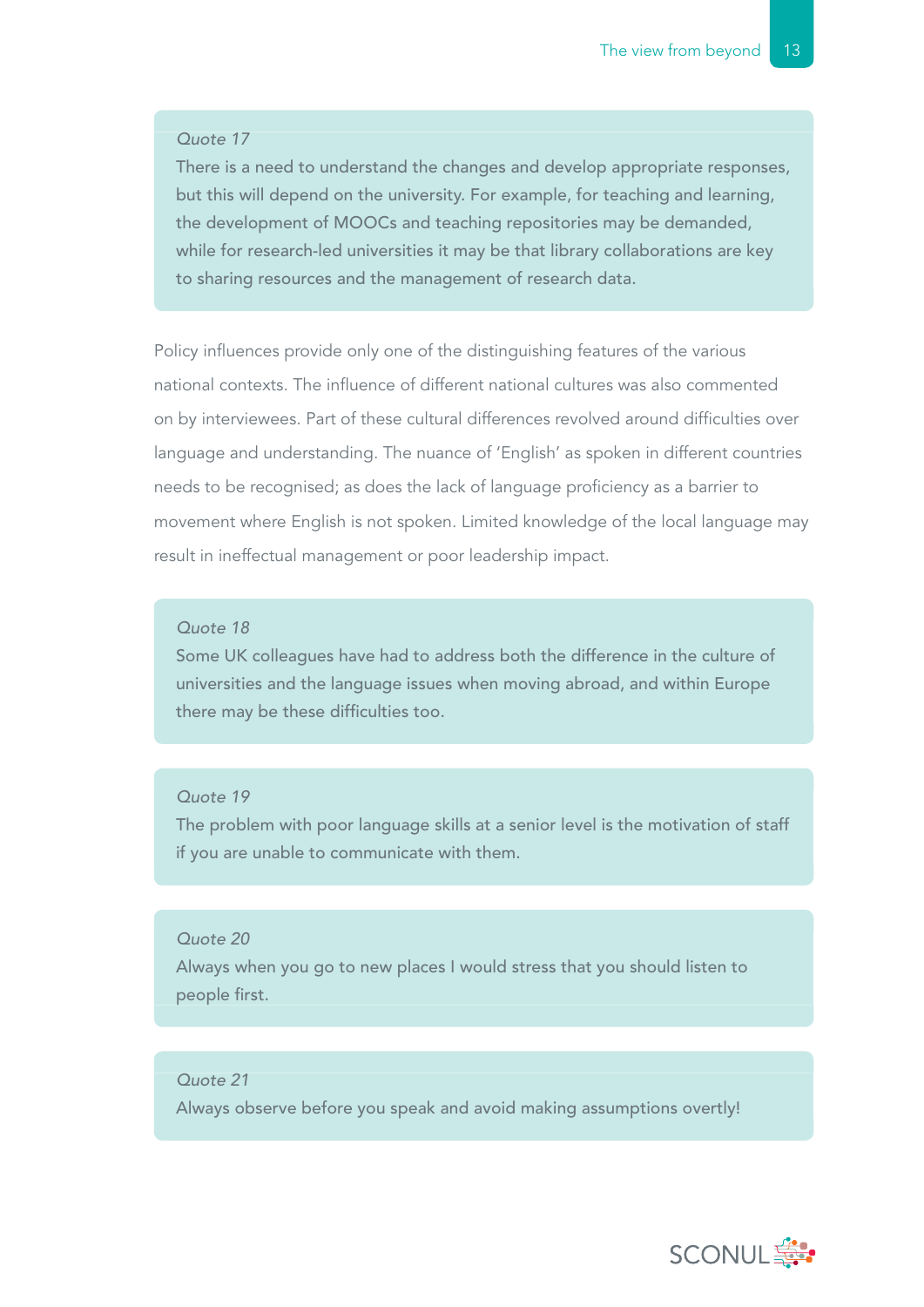*Quote 17*

There is a need to understand the changes and develop appropriate responses, but this will depend on the university. For example, for teaching and learning, the development of MOOCs and teaching repositories may be demanded, while for research-led universities it may be that library collaborations are key to sharing resources and the management of research data.

Policy influences provide only one of the distinguishing features of the various national contexts. The influence of different national cultures was also commented on by interviewees. Part of these cultural differences revolved around difficulties over language and understanding. The nuance of 'English' as spoken in different countries needs to be recognised; as does the lack of language proficiency as a barrier to movement where English is not spoken. Limited knowledge of the local language may result in ineffectual management or poor leadership impact.

*Quote 18*

Some UK colleagues have had to address both the difference in the culture of universities and the language issues when moving abroad, and within Europe there may be these difficulties too.

*Quote 19*

The problem with poor language skills at a senior level is the motivation of staff if you are unable to communicate with them.

*Quote 20*

Always when you go to new places I would stress that you should listen to people first.

*Quote 21*

Always observe before you speak and avoid making assumptions overtly!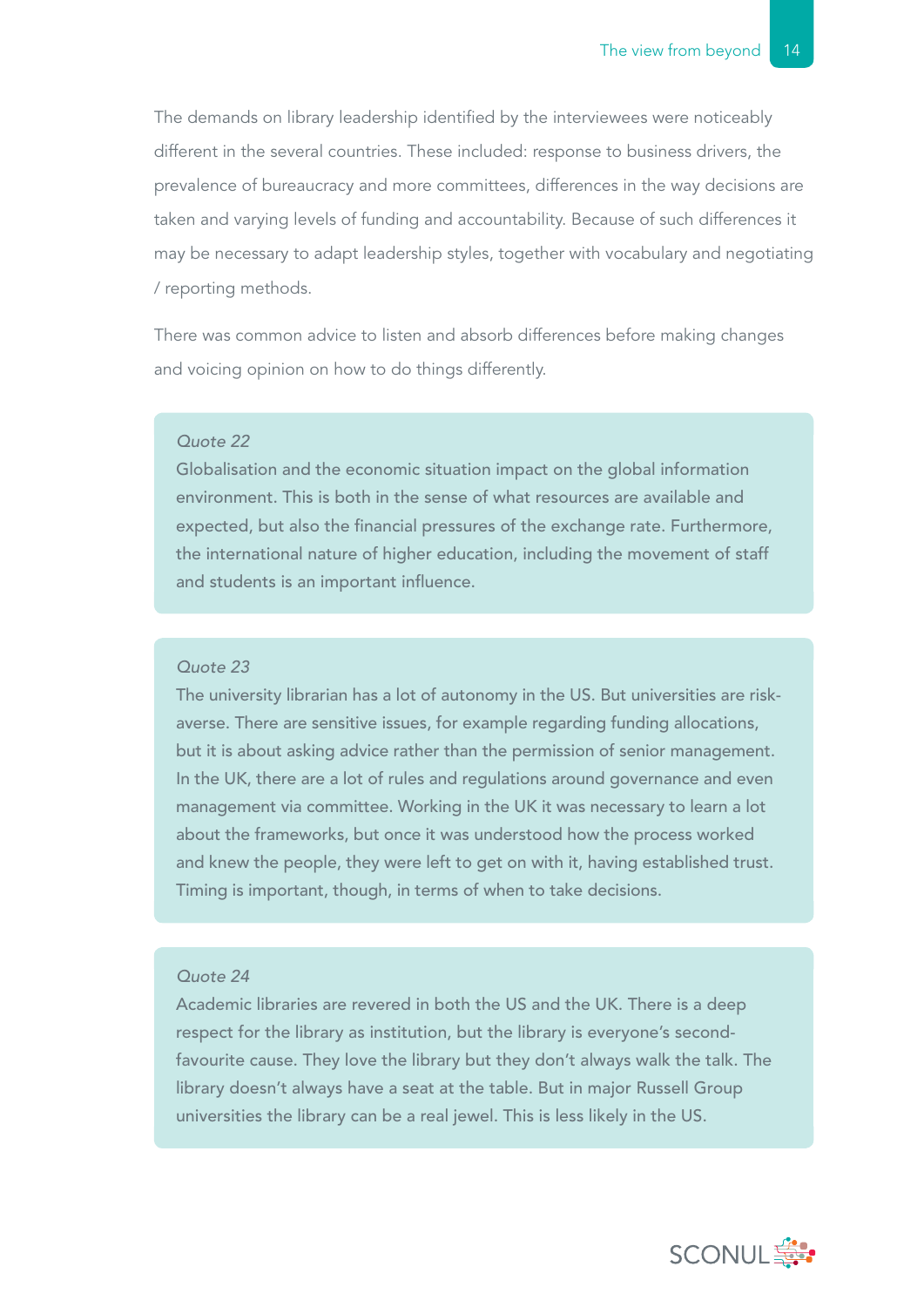The demands on library leadership identified by the interviewees were noticeably different in the several countries. These included: response to business drivers, the prevalence of bureaucracy and more committees, differences in the way decisions are taken and varying levels of funding and accountability. Because of such differences it may be necessary to adapt leadership styles, together with vocabulary and negotiating / reporting methods.

There was common advice to listen and absorb differences before making changes and voicing opinion on how to do things differently.

> *Quote 22*
> Globalisation and the economic situation impact on the global information environment. This is both in the sense of what resources are available and expected, but also the financial pressures of the exchange rate. Furthermore, the international nature of higher education, including the movement of staff and students is an important influence.

> *Quote 23*
> The university librarian has a lot of autonomy in the US. But universities are risk-averse. There are sensitive issues, for example regarding funding allocations, but it is about asking advice rather than the permission of senior management. In the UK, there are a lot of rules and regulations around governance and even management via committee. Working in the UK it was necessary to learn a lot about the frameworks, but once it was understood how the process worked and knew the people, they were left to get on with it, having established trust. Timing is important, though, in terms of when to take decisions.

> *Quote 24*
> Academic libraries are revered in both the US and the UK. There is a deep respect for the library as institution, but the library is everyone's second-favourite cause. They love the library but they don't always walk the talk. The library doesn't always have a seat at the table. But in major Russell Group universities the library can be a real jewel. This is less likely in the US.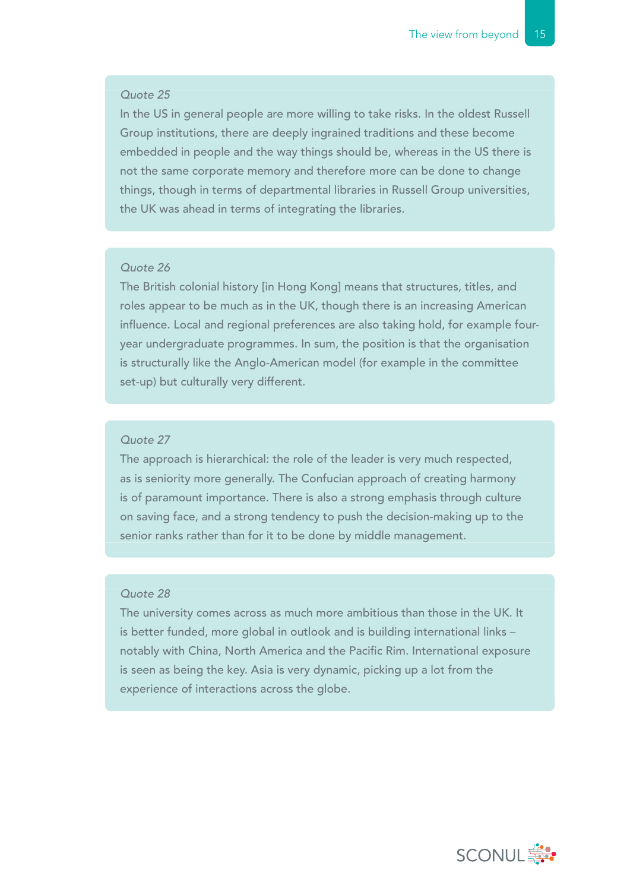*Quote 25*

In the US in general people are more willing to take risks. In the oldest Russell Group institutions, there are deeply ingrained traditions and these become embedded in people and the way things should be, whereas in the US there is not the same corporate memory and therefore more can be done to change things, though in terms of departmental libraries in Russell Group universities, the UK was ahead in terms of integrating the libraries.

*Quote 26*

The British colonial history [in Hong Kong] means that structures, titles, and roles appear to be much as in the UK, though there is an increasing American influence. Local and regional preferences are also taking hold, for example four-year undergraduate programmes. In sum, the position is that the organisation is structurally like the Anglo-American model (for example in the committee set-up) but culturally very different.

*Quote 27*

The approach is hierarchical: the role of the leader is very much respected, as is seniority more generally. The Confucian approach of creating harmony is of paramount importance. There is also a strong emphasis through culture on saving face, and a strong tendency to push the decision-making up to the senior ranks rather than for it to be done by middle management.

*Quote 28*

The university comes across as much more ambitious than those in the UK. It is better funded, more global in outlook and is building international links – notably with China, North America and the Pacific Rim. International exposure is seen as being the key. Asia is very dynamic, picking up a lot from the experience of interactions across the globe.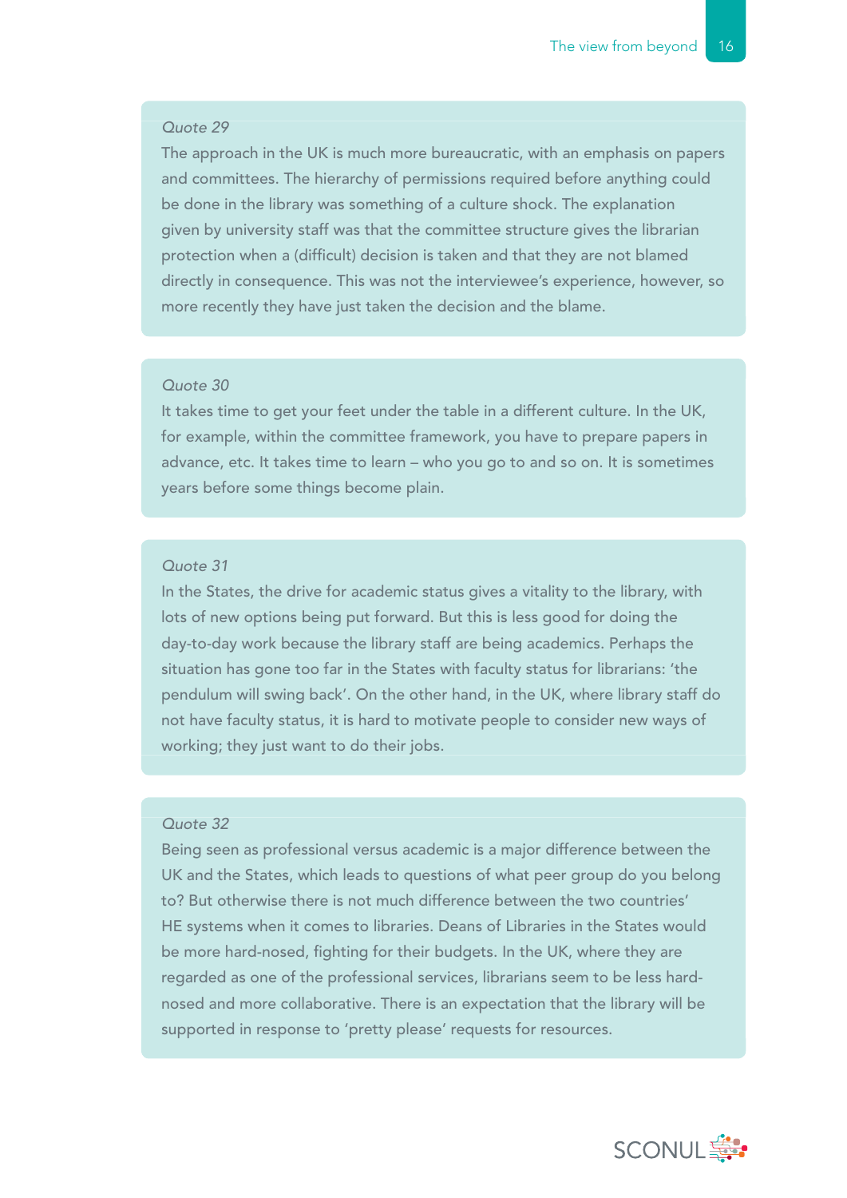*Quote 29*

The approach in the UK is much more bureaucratic, with an emphasis on papers and committees. The hierarchy of permissions required before anything could be done in the library was something of a culture shock. The explanation given by university staff was that the committee structure gives the librarian protection when a (difficult) decision is taken and that they are not blamed directly in consequence. This was not the interviewee's experience, however, so more recently they have just taken the decision and the blame.

*Quote 30*

It takes time to get your feet under the table in a different culture. In the UK, for example, within the committee framework, you have to prepare papers in advance, etc. It takes time to learn – who you go to and so on. It is sometimes years before some things become plain.

*Quote 31*

In the States, the drive for academic status gives a vitality to the library, with lots of new options being put forward. But this is less good for doing the day-to-day work because the library staff are being academics. Perhaps the situation has gone too far in the States with faculty status for librarians: 'the pendulum will swing back'. On the other hand, in the UK, where library staff do not have faculty status, it is hard to motivate people to consider new ways of working; they just want to do their jobs.

*Quote 32*

Being seen as professional versus academic is a major difference between the UK and the States, which leads to questions of what peer group do you belong to? But otherwise there is not much difference between the two countries' HE systems when it comes to libraries. Deans of Libraries in the States would be more hard-nosed, fighting for their budgets. In the UK, where they are regarded as one of the professional services, librarians seem to be less hard-nosed and more collaborative. There is an expectation that the library will be supported in response to 'pretty please' requests for resources.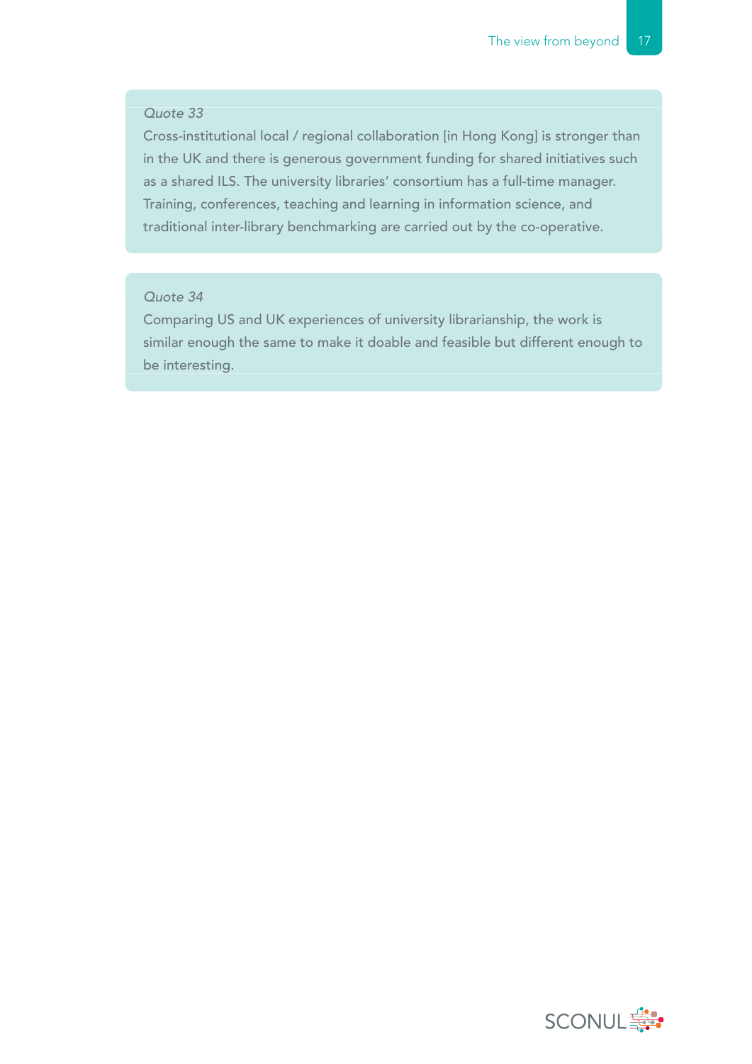*Quote 33*

Cross-institutional local / regional collaboration [in Hong Kong] is stronger than in the UK and there is generous government funding for shared initiatives such as a shared ILS. The university libraries' consortium has a full-time manager. Training, conferences, teaching and learning in information science, and traditional inter-library benchmarking are carried out by the co-operative.

*Quote 34*

Comparing US and UK experiences of university librarianship, the work is similar enough the same to make it doable and feasible but different enough to be interesting.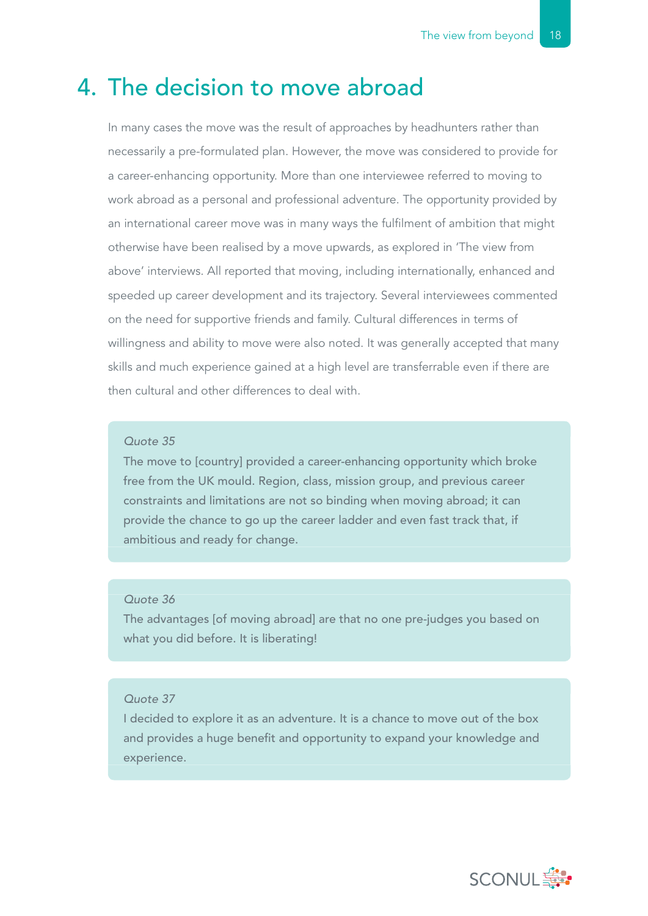# 4. The decision to move abroad

In many cases the move was the result of approaches by headhunters rather than necessarily a pre-formulated plan. However, the move was considered to provide for a career-enhancing opportunity. More than one interviewee referred to moving to work abroad as a personal and professional adventure. The opportunity provided by an international career move was in many ways the fulfilment of ambition that might otherwise have been realised by a move upwards, as explored in 'The view from above' interviews. All reported that moving, including internationally, enhanced and speeded up career development and its trajectory. Several interviewees commented on the need for supportive friends and family. Cultural differences in terms of willingness and ability to move were also noted. It was generally accepted that many skills and much experience gained at a high level are transferrable even if there are then cultural and other differences to deal with.

> *Quote 35*
> The move to [country] provided a career-enhancing opportunity which broke free from the UK mould. Region, class, mission group, and previous career constraints and limitations are not so binding when moving abroad; it can provide the chance to go up the career ladder and even fast track that, if ambitious and ready for change.

> *Quote 36*
> The advantages [of moving abroad] are that no one pre-judges you based on what you did before. It is liberating!

> *Quote 37*
> I decided to explore it as an adventure. It is a chance to move out of the box and provides a huge benefit and opportunity to expand your knowledge and experience.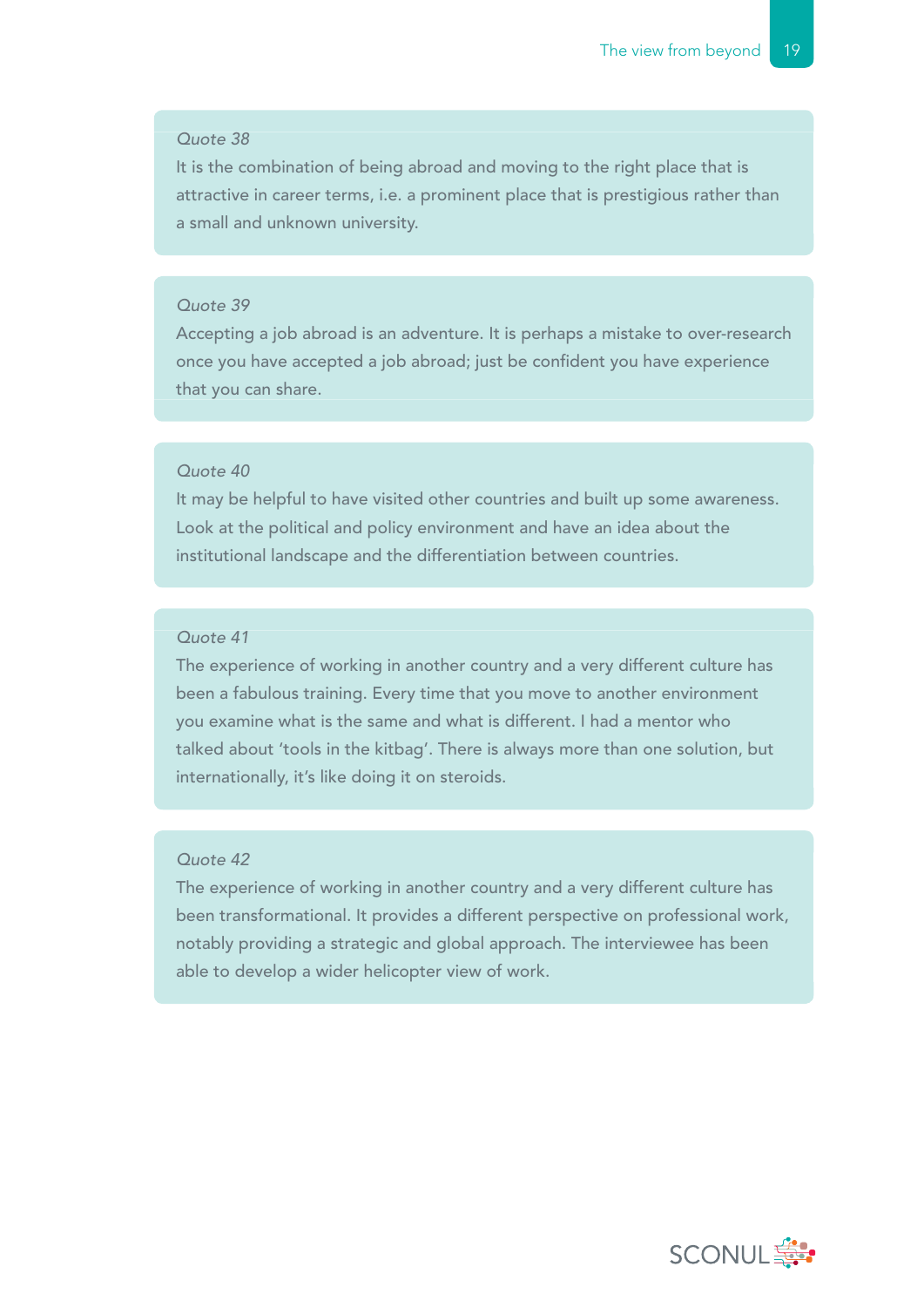*Quote 38*

It is the combination of being abroad and moving to the right place that is attractive in career terms, i.e. a prominent place that is prestigious rather than a small and unknown university.

*Quote 39*

Accepting a job abroad is an adventure. It is perhaps a mistake to over-research once you have accepted a job abroad; just be confident you have experience that you can share.

*Quote 40*

It may be helpful to have visited other countries and built up some awareness. Look at the political and policy environment and have an idea about the institutional landscape and the differentiation between countries.

*Quote 41*

The experience of working in another country and a very different culture has been a fabulous training. Every time that you move to another environment you examine what is the same and what is different. I had a mentor who talked about 'tools in the kitbag'. There is always more than one solution, but internationally, it's like doing it on steroids.

*Quote 42*

The experience of working in another country and a very different culture has been transformational. It provides a different perspective on professional work, notably providing a strategic and global approach. The interviewee has been able to develop a wider helicopter view of work.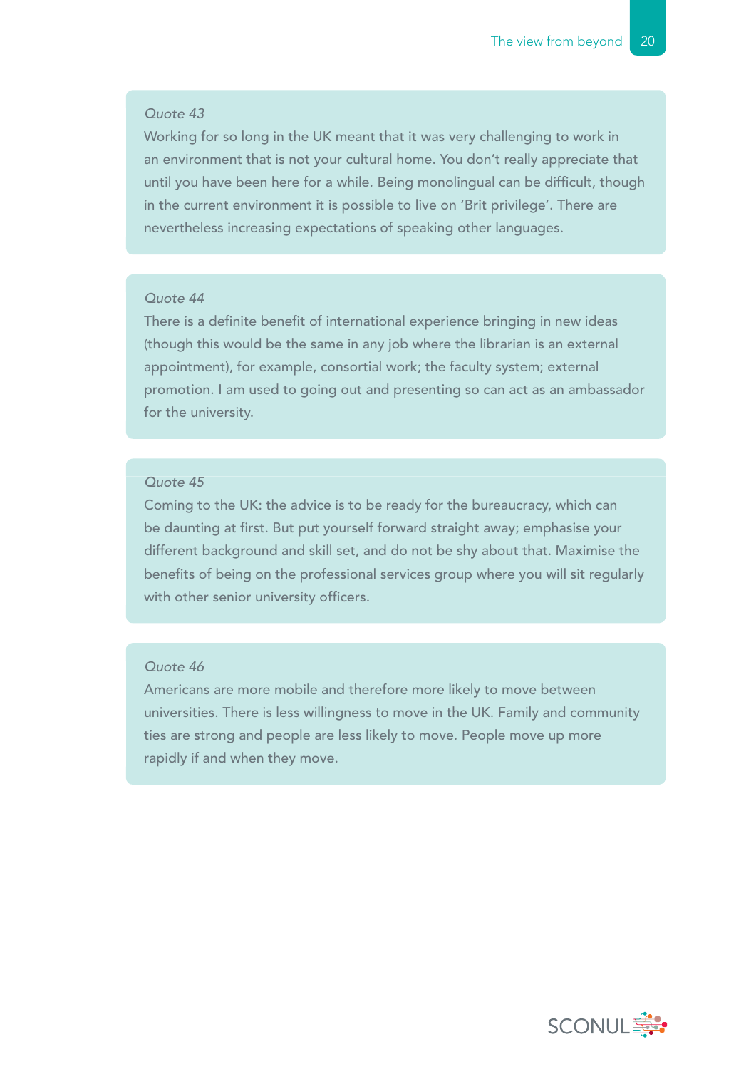*Quote 43*

Working for so long in the UK meant that it was very challenging to work in an environment that is not your cultural home. You don't really appreciate that until you have been here for a while. Being monolingual can be difficult, though in the current environment it is possible to live on 'Brit privilege'. There are nevertheless increasing expectations of speaking other languages.

*Quote 44*

There is a definite benefit of international experience bringing in new ideas (though this would be the same in any job where the librarian is an external appointment), for example, consortial work; the faculty system; external promotion. I am used to going out and presenting so can act as an ambassador for the university.

*Quote 45*

Coming to the UK: the advice is to be ready for the bureaucracy, which can be daunting at first. But put yourself forward straight away; emphasise your different background and skill set, and do not be shy about that. Maximise the benefits of being on the professional services group where you will sit regularly with other senior university officers.

*Quote 46*

Americans are more mobile and therefore more likely to move between universities. There is less willingness to move in the UK. Family and community ties are strong and people are less likely to move. People move up more rapidly if and when they move.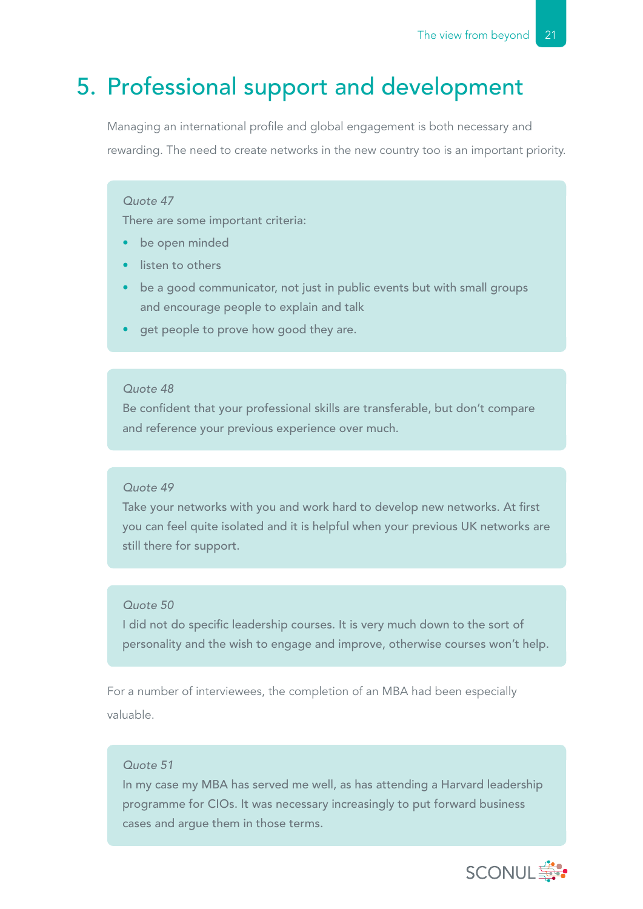# 5. Professional support and development

Managing an international profile and global engagement is both necessary and rewarding. The need to create networks in the new country too is an important priority.

> *Quote 47*
>
> There are some important criteria:
>
> - be open minded
> - listen to others
> - be a good communicator, not just in public events but with small groups and encourage people to explain and talk
> - get people to prove how good they are.

> *Quote 48*
>
> Be confident that your professional skills are transferable, but don't compare and reference your previous experience over much.

> *Quote 49*
>
> Take your networks with you and work hard to develop new networks. At first you can feel quite isolated and it is helpful when your previous UK networks are still there for support.

> *Quote 50*
>
> I did not do specific leadership courses. It is very much down to the sort of personality and the wish to engage and improve, otherwise courses won't help.

For a number of interviewees, the completion of an MBA had been especially valuable.

> *Quote 51*
>
> In my case my MBA has served me well, as has attending a Harvard leadership programme for CIOs. It was necessary increasingly to put forward business cases and argue them in those terms.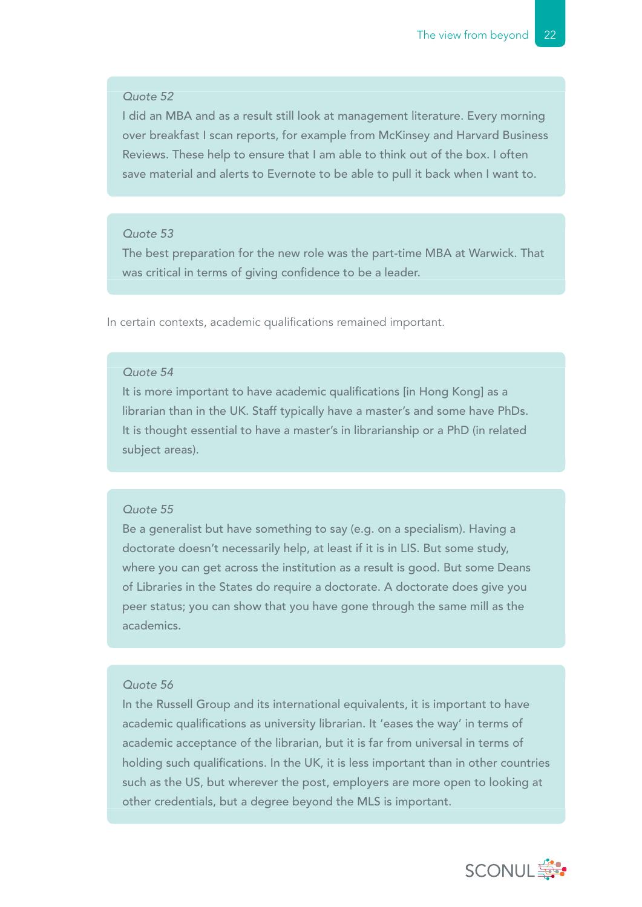*Quote 52*

I did an MBA and as a result still look at management literature. Every morning over breakfast I scan reports, for example from McKinsey and Harvard Business Reviews. These help to ensure that I am able to think out of the box. I often save material and alerts to Evernote to be able to pull it back when I want to.

*Quote 53*

The best preparation for the new role was the part-time MBA at Warwick. That was critical in terms of giving confidence to be a leader.

In certain contexts, academic qualifications remained important.

*Quote 54*

It is more important to have academic qualifications [in Hong Kong] as a librarian than in the UK. Staff typically have a master's and some have PhDs. It is thought essential to have a master's in librarianship or a PhD (in related subject areas).

*Quote 55*

Be a generalist but have something to say (e.g. on a specialism). Having a doctorate doesn't necessarily help, at least if it is in LIS. But some study, where you can get across the institution as a result is good. But some Deans of Libraries in the States do require a doctorate. A doctorate does give you peer status; you can show that you have gone through the same mill as the academics.

*Quote 56*

In the Russell Group and its international equivalents, it is important to have academic qualifications as university librarian. It 'eases the way' in terms of academic acceptance of the librarian, but it is far from universal in terms of holding such qualifications. In the UK, it is less important than in other countries such as the US, but wherever the post, employers are more open to looking at other credentials, but a degree beyond the MLS is important.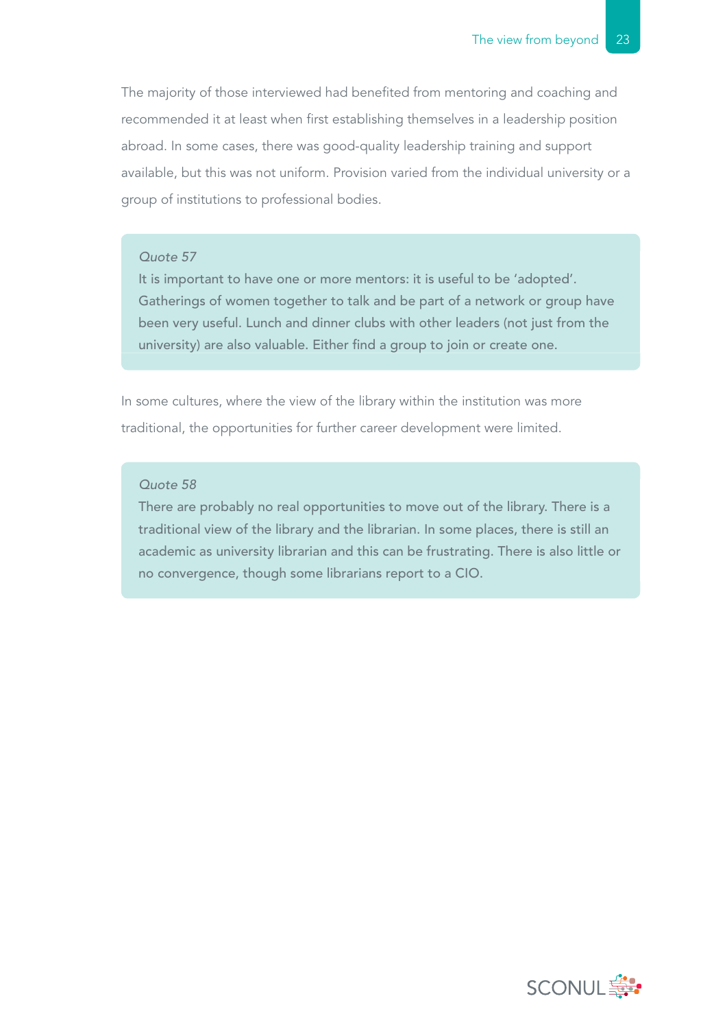The majority of those interviewed had benefited from mentoring and coaching and recommended it at least when first establishing themselves in a leadership position abroad. In some cases, there was good-quality leadership training and support available, but this was not uniform. Provision varied from the individual university or a group of institutions to professional bodies.

> *Quote 57*
> It is important to have one or more mentors: it is useful to be 'adopted'. Gatherings of women together to talk and be part of a network or group have been very useful. Lunch and dinner clubs with other leaders (not just from the university) are also valuable. Either find a group to join or create one.

In some cultures, where the view of the library within the institution was more traditional, the opportunities for further career development were limited.

> *Quote 58*
> There are probably no real opportunities to move out of the library. There is a traditional view of the library and the librarian. In some places, there is still an academic as university librarian and this can be frustrating. There is also little or no convergence, though some librarians report to a CIO.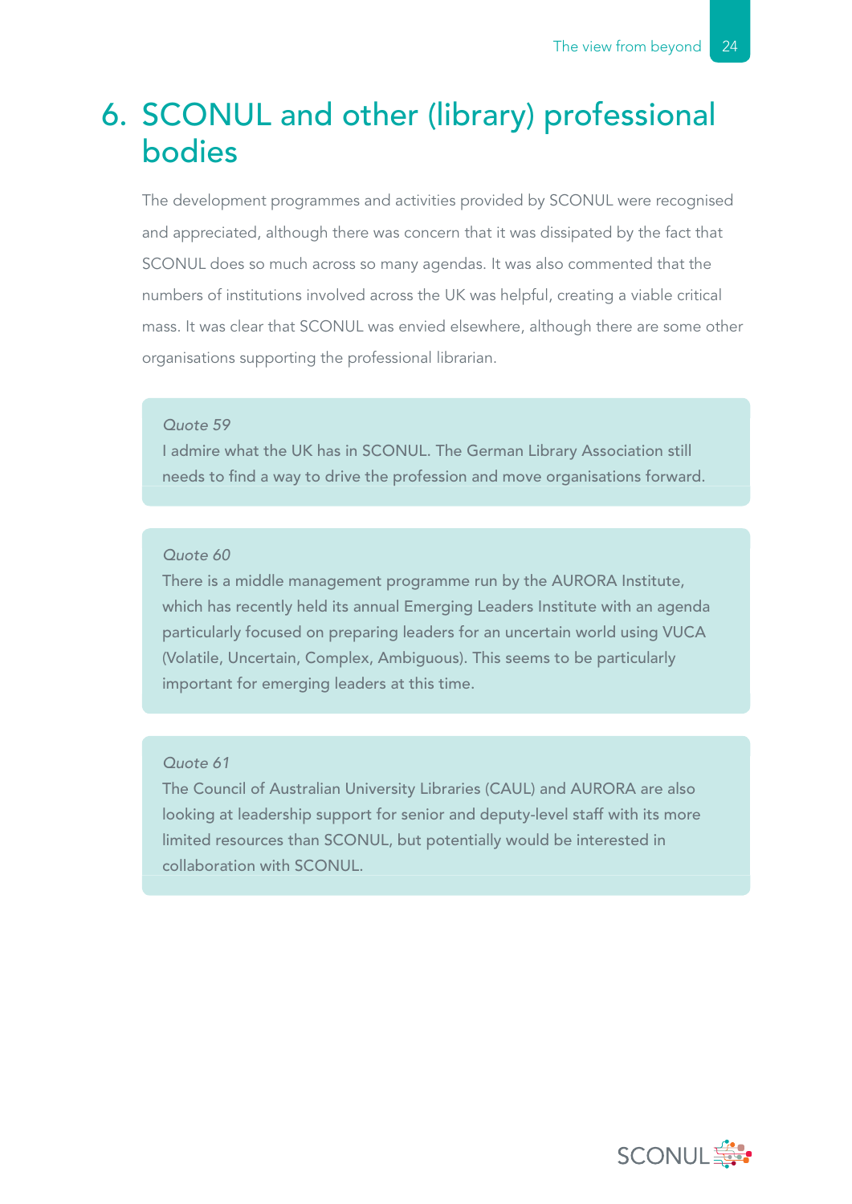# 6. SCONUL and other (library) professional bodies

The development programmes and activities provided by SCONUL were recognised and appreciated, although there was concern that it was dissipated by the fact that SCONUL does so much across so many agendas. It was also commented that the numbers of institutions involved across the UK was helpful, creating a viable critical mass. It was clear that SCONUL was envied elsewhere, although there are some other organisations supporting the professional librarian.

> *Quote 59*
> I admire what the UK has in SCONUL. The German Library Association still needs to find a way to drive the profession and move organisations forward.

> *Quote 60*
> There is a middle management programme run by the AURORA Institute, which has recently held its annual Emerging Leaders Institute with an agenda particularly focused on preparing leaders for an uncertain world using VUCA (Volatile, Uncertain, Complex, Ambiguous). This seems to be particularly important for emerging leaders at this time.

> *Quote 61*
> The Council of Australian University Libraries (CAUL) and AURORA are also looking at leadership support for senior and deputy-level staff with its more limited resources than SCONUL, but potentially would be interested in collaboration with SCONUL.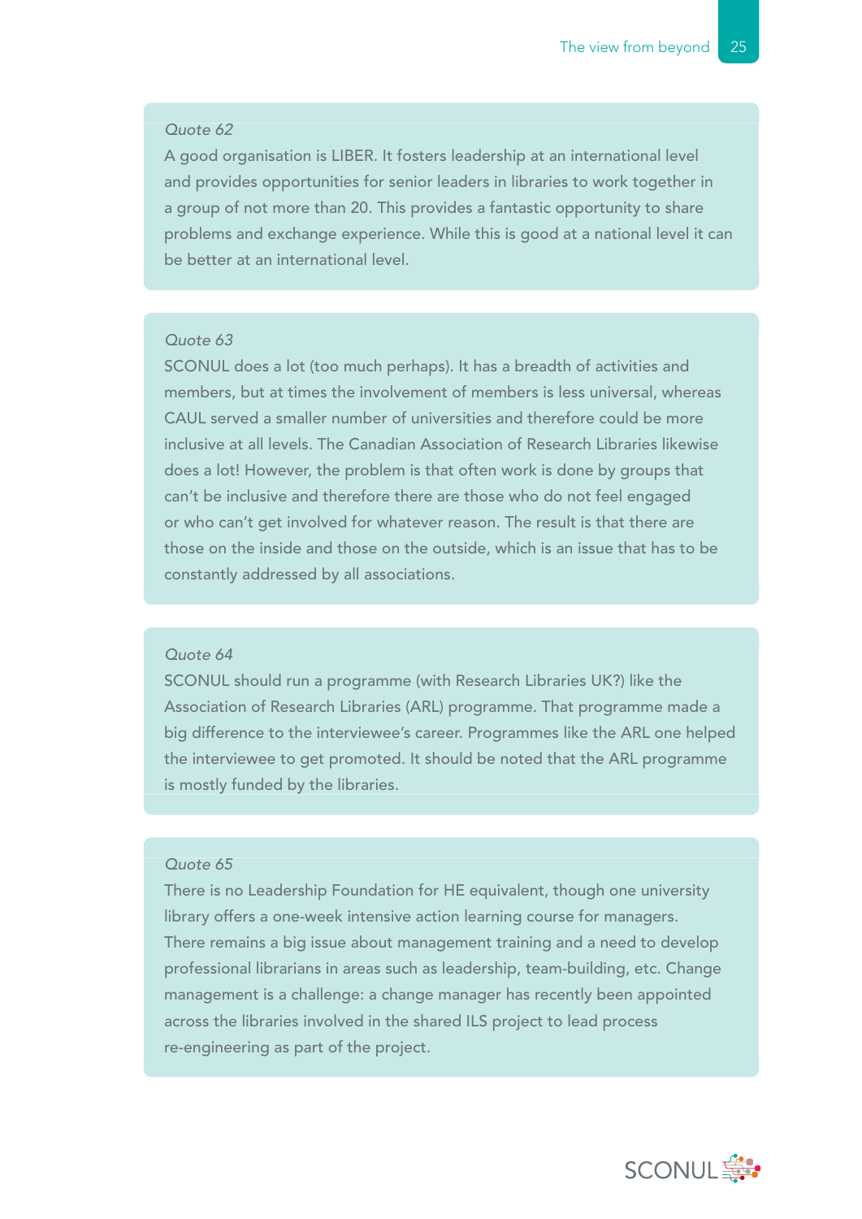*Quote 62*

A good organisation is LIBER. It fosters leadership at an international level and provides opportunities for senior leaders in libraries to work together in a group of not more than 20. This provides a fantastic opportunity to share problems and exchange experience. While this is good at a national level it can be better at an international level.

*Quote 63*

SCONUL does a lot (too much perhaps). It has a breadth of activities and members, but at times the involvement of members is less universal, whereas CAUL served a smaller number of universities and therefore could be more inclusive at all levels. The Canadian Association of Research Libraries likewise does a lot! However, the problem is that often work is done by groups that can't be inclusive and therefore there are those who do not feel engaged or who can't get involved for whatever reason. The result is that there are those on the inside and those on the outside, which is an issue that has to be constantly addressed by all associations.

*Quote 64*

SCONUL should run a programme (with Research Libraries UK?) like the Association of Research Libraries (ARL) programme. That programme made a big difference to the interviewee's career. Programmes like the ARL one helped the interviewee to get promoted. It should be noted that the ARL programme is mostly funded by the libraries.

*Quote 65*

There is no Leadership Foundation for HE equivalent, though one university library offers a one-week intensive action learning course for managers. There remains a big issue about management training and a need to develop professional librarians in areas such as leadership, team-building, etc. Change management is a challenge: a change manager has recently been appointed across the libraries involved in the shared ILS project to lead process re-engineering as part of the project.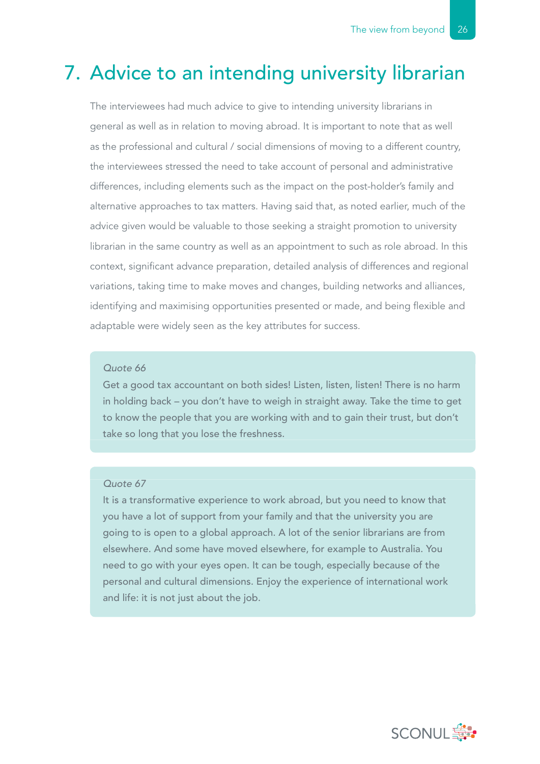# 7. Advice to an intending university librarian

The interviewees had much advice to give to intending university librarians in general as well as in relation to moving abroad. It is important to note that as well as the professional and cultural / social dimensions of moving to a different country, the interviewees stressed the need to take account of personal and administrative differences, including elements such as the impact on the post-holder's family and alternative approaches to tax matters. Having said that, as noted earlier, much of the advice given would be valuable to those seeking a straight promotion to university librarian in the same country as well as an appointment to such as role abroad. In this context, significant advance preparation, detailed analysis of differences and regional variations, taking time to make moves and changes, building networks and alliances, identifying and maximising opportunities presented or made, and being flexible and adaptable were widely seen as the key attributes for success.

> *Quote 66*
>
> Get a good tax accountant on both sides! Listen, listen, listen! There is no harm in holding back – you don't have to weigh in straight away. Take the time to get to know the people that you are working with and to gain their trust, but don't take so long that you lose the freshness.

> *Quote 67*
>
> It is a transformative experience to work abroad, but you need to know that you have a lot of support from your family and that the university you are going to is open to a global approach. A lot of the senior librarians are from elsewhere. And some have moved elsewhere, for example to Australia. You need to go with your eyes open. It can be tough, especially because of the personal and cultural dimensions. Enjoy the experience of international work and life: it is not just about the job.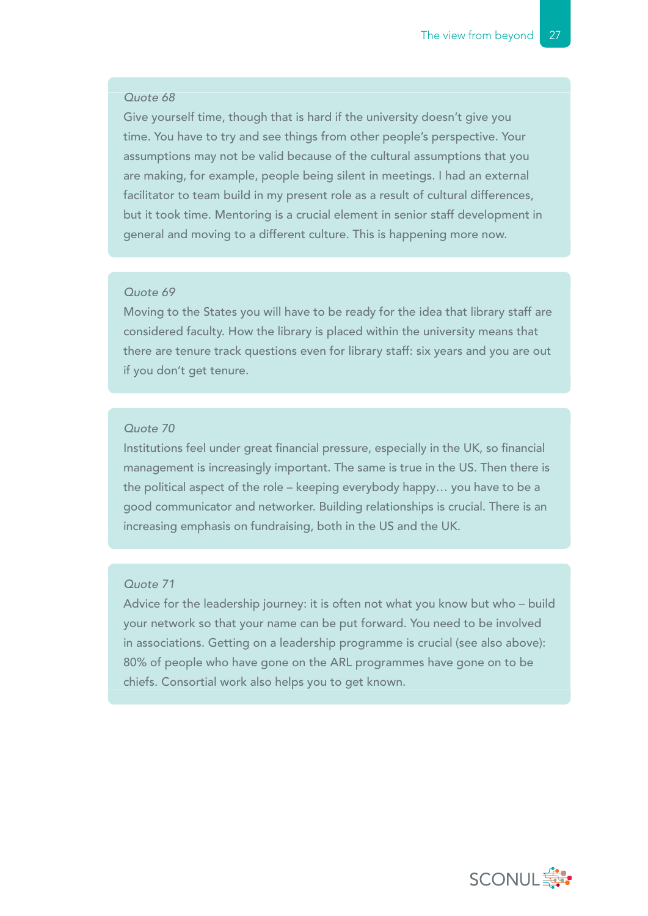*Quote 68*

Give yourself time, though that is hard if the university doesn't give you time. You have to try and see things from other people's perspective. Your assumptions may not be valid because of the cultural assumptions that you are making, for example, people being silent in meetings. I had an external facilitator to team build in my present role as a result of cultural differences, but it took time. Mentoring is a crucial element in senior staff development in general and moving to a different culture. This is happening more now.

*Quote 69*

Moving to the States you will have to be ready for the idea that library staff are considered faculty. How the library is placed within the university means that there are tenure track questions even for library staff: six years and you are out if you don't get tenure.

*Quote 70*

Institutions feel under great financial pressure, especially in the UK, so financial management is increasingly important. The same is true in the US. Then there is the political aspect of the role – keeping everybody happy… you have to be a good communicator and networker. Building relationships is crucial. There is an increasing emphasis on fundraising, both in the US and the UK.

*Quote 71*

Advice for the leadership journey: it is often not what you know but who – build your network so that your name can be put forward. You need to be involved in associations. Getting on a leadership programme is crucial (see also above): 80% of people who have gone on the ARL programmes have gone on to be chiefs. Consortial work also helps you to get known.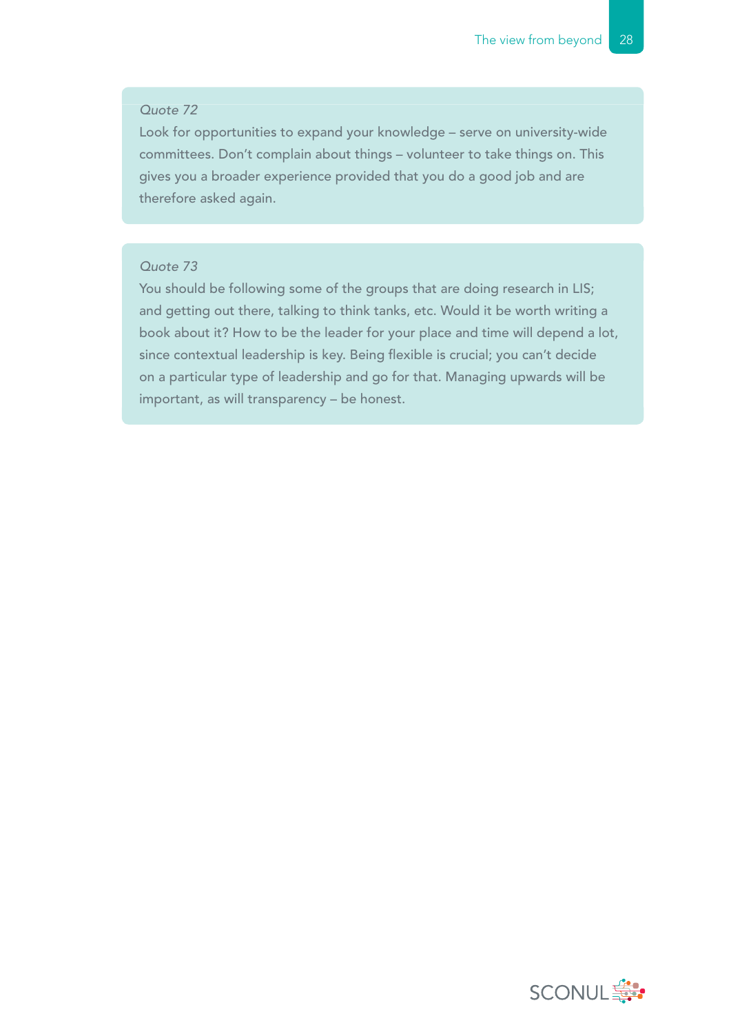*Quote 72*

Look for opportunities to expand your knowledge – serve on university-wide committees. Don't complain about things – volunteer to take things on. This gives you a broader experience provided that you do a good job and are therefore asked again.

*Quote 73*

You should be following some of the groups that are doing research in LIS; and getting out there, talking to think tanks, etc. Would it be worth writing a book about it? How to be the leader for your place and time will depend a lot, since contextual leadership is key. Being flexible is crucial; you can't decide on a particular type of leadership and go for that. Managing upwards will be important, as will transparency – be honest.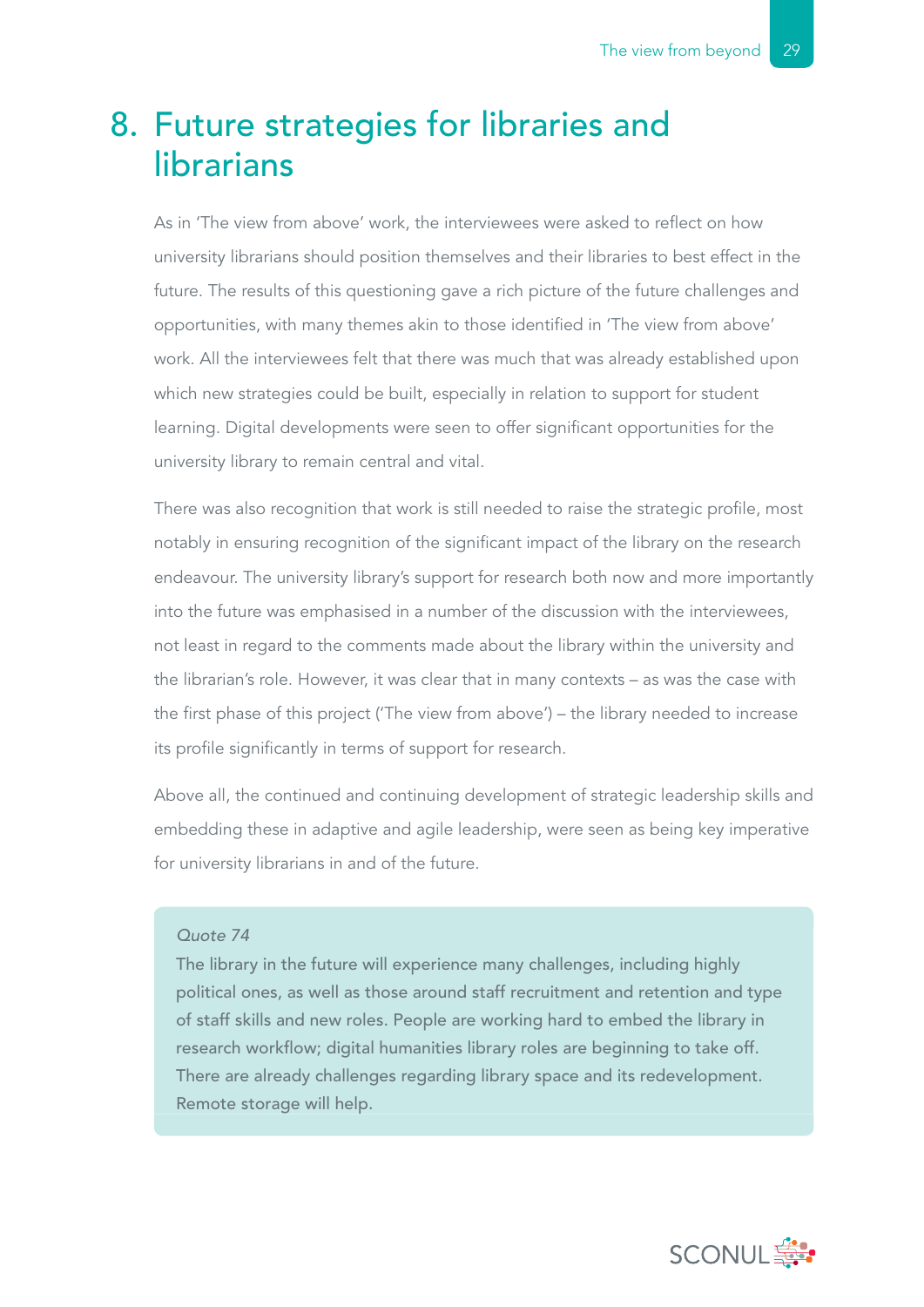# 8. Future strategies for libraries and librarians

As in 'The view from above' work, the interviewees were asked to reflect on how university librarians should position themselves and their libraries to best effect in the future. The results of this questioning gave a rich picture of the future challenges and opportunities, with many themes akin to those identified in 'The view from above' work. All the interviewees felt that there was much that was already established upon which new strategies could be built, especially in relation to support for student learning. Digital developments were seen to offer significant opportunities for the university library to remain central and vital.

There was also recognition that work is still needed to raise the strategic profile, most notably in ensuring recognition of the significant impact of the library on the research endeavour. The university library's support for research both now and more importantly into the future was emphasised in a number of the discussion with the interviewees, not least in regard to the comments made about the library within the university and the librarian's role. However, it was clear that in many contexts – as was the case with the first phase of this project ('The view from above') – the library needed to increase its profile significantly in terms of support for research.

Above all, the continued and continuing development of strategic leadership skills and embedding these in adaptive and agile leadership, were seen as being key imperative for university librarians in and of the future.

> *Quote 74*
>
> The library in the future will experience many challenges, including highly political ones, as well as those around staff recruitment and retention and type of staff skills and new roles. People are working hard to embed the library in research workflow; digital humanities library roles are beginning to take off. There are already challenges regarding library space and its redevelopment. Remote storage will help.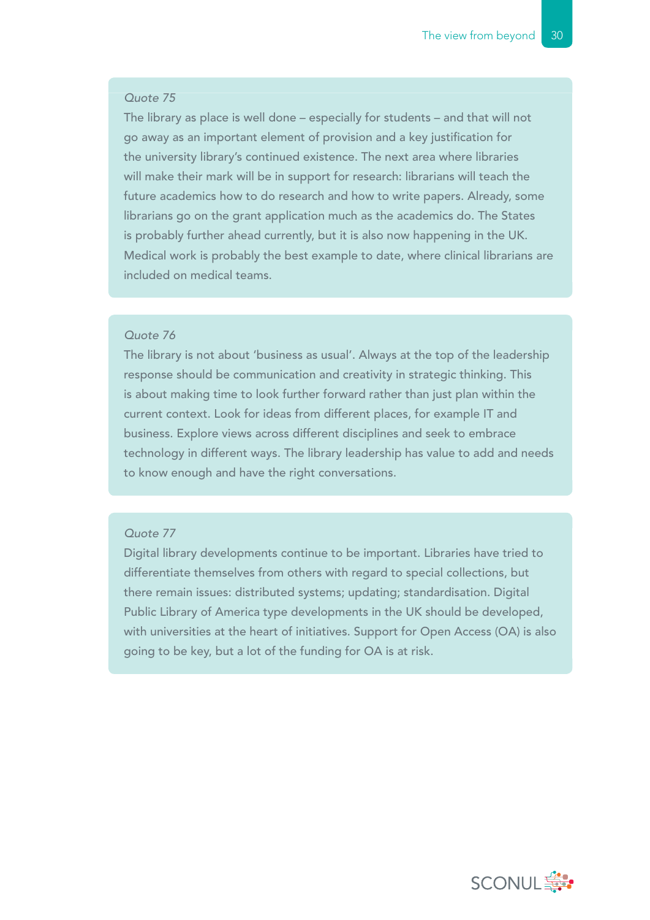*Quote 75*

The library as place is well done – especially for students – and that will not go away as an important element of provision and a key justification for the university library's continued existence. The next area where libraries will make their mark will be in support for research: librarians will teach the future academics how to do research and how to write papers. Already, some librarians go on the grant application much as the academics do. The States is probably further ahead currently, but it is also now happening in the UK. Medical work is probably the best example to date, where clinical librarians are included on medical teams.

*Quote 76*

The library is not about 'business as usual'. Always at the top of the leadership response should be communication and creativity in strategic thinking. This is about making time to look further forward rather than just plan within the current context. Look for ideas from different places, for example IT and business. Explore views across different disciplines and seek to embrace technology in different ways. The library leadership has value to add and needs to know enough and have the right conversations.

*Quote 77*

Digital library developments continue to be important. Libraries have tried to differentiate themselves from others with regard to special collections, but there remain issues: distributed systems; updating; standardisation. Digital Public Library of America type developments in the UK should be developed, with universities at the heart of initiatives. Support for Open Access (OA) is also going to be key, but a lot of the funding for OA is at risk.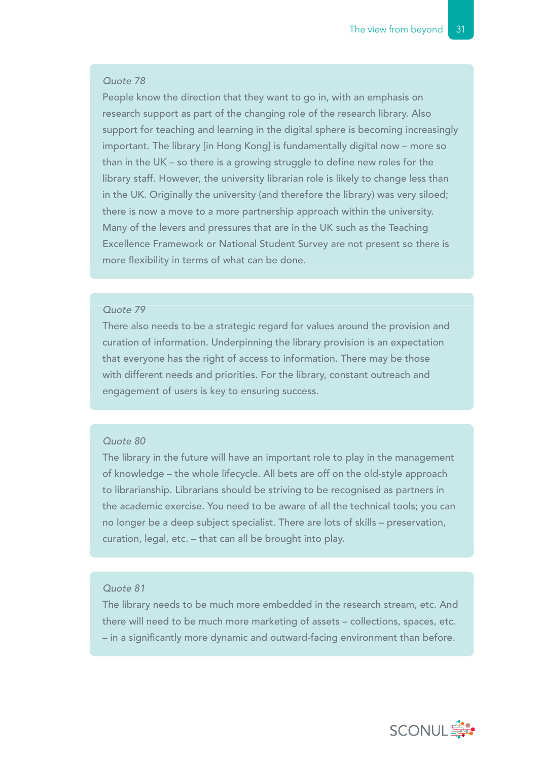*Quote 78*

People know the direction that they want to go in, with an emphasis on research support as part of the changing role of the research library. Also support for teaching and learning in the digital sphere is becoming increasingly important. The library [in Hong Kong] is fundamentally digital now – more so than in the UK – so there is a growing struggle to define new roles for the library staff. However, the university librarian role is likely to change less than in the UK. Originally the university (and therefore the library) was very siloed; there is now a move to a more partnership approach within the university. Many of the levers and pressures that are in the UK such as the Teaching Excellence Framework or National Student Survey are not present so there is more flexibility in terms of what can be done.

*Quote 79*

There also needs to be a strategic regard for values around the provision and curation of information. Underpinning the library provision is an expectation that everyone has the right of access to information. There may be those with different needs and priorities. For the library, constant outreach and engagement of users is key to ensuring success.

*Quote 80*

The library in the future will have an important role to play in the management of knowledge – the whole lifecycle. All bets are off on the old-style approach to librarianship. Librarians should be striving to be recognised as partners in the academic exercise. You need to be aware of all the technical tools; you can no longer be a deep subject specialist. There are lots of skills – preservation, curation, legal, etc. – that can all be brought into play.

*Quote 81*

The library needs to be much more embedded in the research stream, etc. And there will need to be much more marketing of assets – collections, spaces, etc. – in a significantly more dynamic and outward-facing environment than before.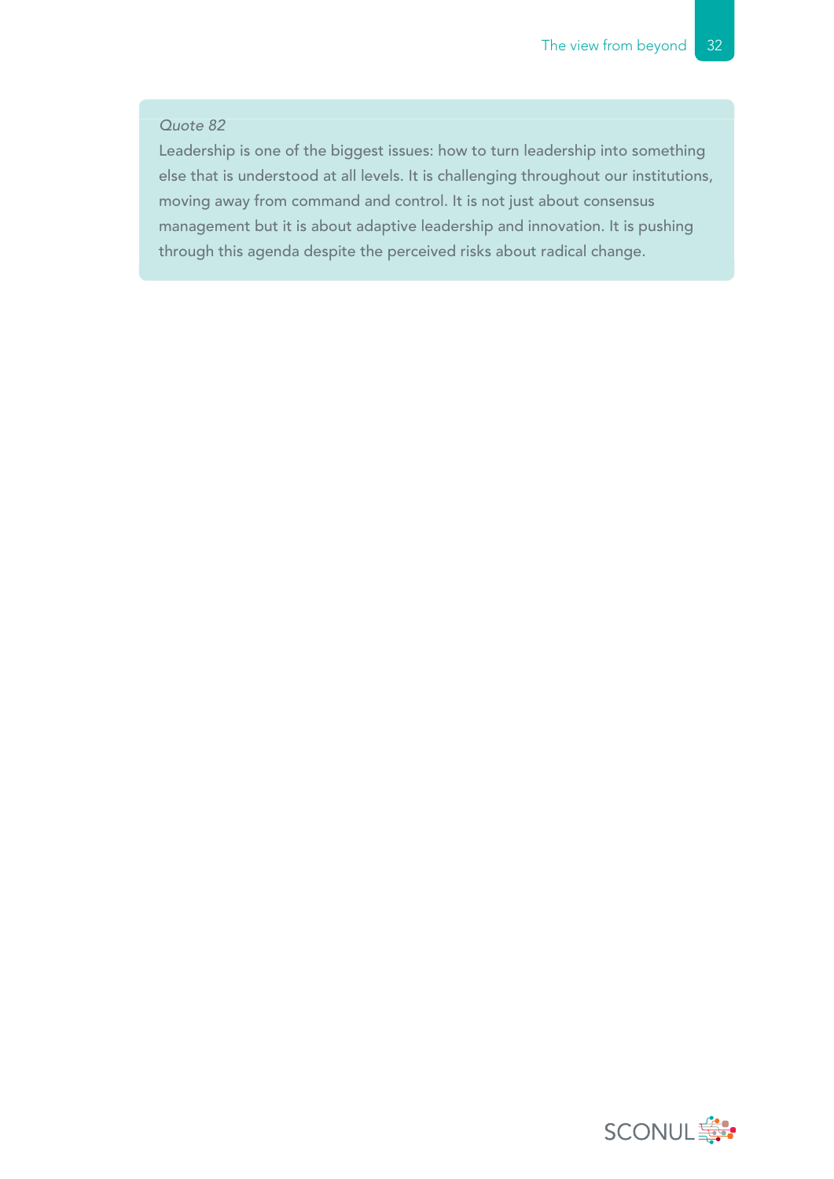*Quote 82*

Leadership is one of the biggest issues: how to turn leadership into something else that is understood at all levels. It is challenging throughout our institutions, moving away from command and control. It is not just about consensus management but it is about adaptive leadership and innovation. It is pushing through this agenda despite the perceived risks about radical change.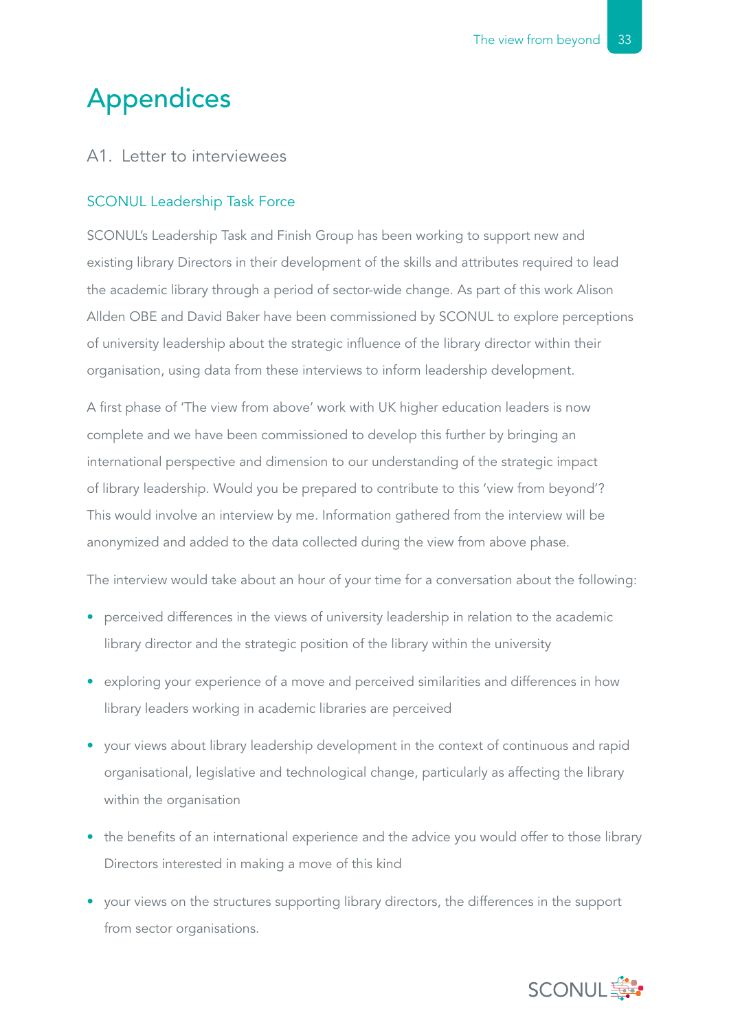# Appendices

## A1. Letter to interviewees

### SCONUL Leadership Task Force

SCONUL's Leadership Task and Finish Group has been working to support new and existing library Directors in their development of the skills and attributes required to lead the academic library through a period of sector-wide change. As part of this work Alison Allden OBE and David Baker have been commissioned by SCONUL to explore perceptions of university leadership about the strategic influence of the library director within their organisation, using data from these interviews to inform leadership development.

A first phase of 'The view from above' work with UK higher education leaders is now complete and we have been commissioned to develop this further by bringing an international perspective and dimension to our understanding of the strategic impact of library leadership. Would you be prepared to contribute to this 'view from beyond'? This would involve an interview by me. Information gathered from the interview will be anonymized and added to the data collected during the view from above phase.

The interview would take about an hour of your time for a conversation about the following:

- perceived differences in the views of university leadership in relation to the academic library director and the strategic position of the library within the university
- exploring your experience of a move and perceived similarities and differences in how library leaders working in academic libraries are perceived
- your views about library leadership development in the context of continuous and rapid organisational, legislative and technological change, particularly as affecting the library within the organisation
- the benefits of an international experience and the advice you would offer to those library Directors interested in making a move of this kind
- your views on the structures supporting library directors, the differences in the support from sector organisations.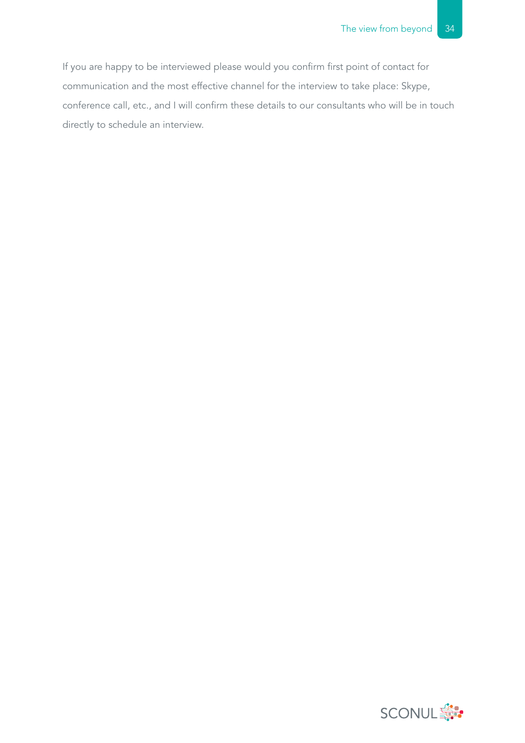If you are happy to be interviewed please would you confirm first point of contact for communication and the most effective channel for the interview to take place: Skype, conference call, etc., and I will confirm these details to our consultants who will be in touch directly to schedule an interview.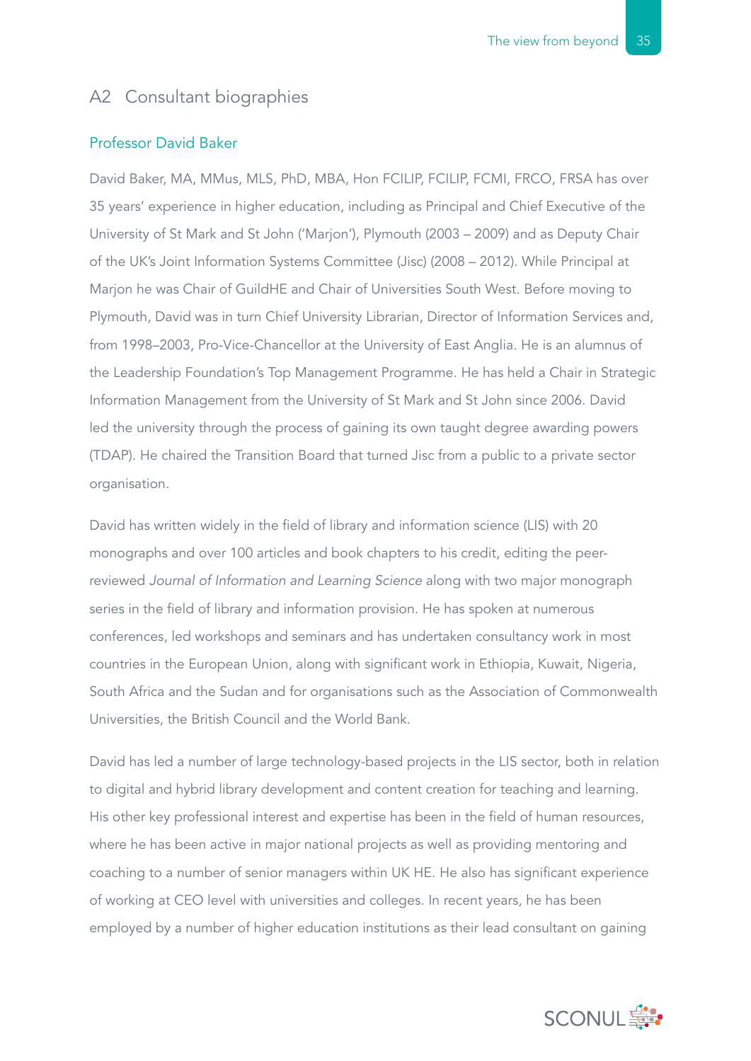## A2 Consultant biographies

### Professor David Baker

David Baker, MA, MMus, MLS, PhD, MBA, Hon FCILIP, FCILIP, FCMI, FRCO, FRSA has over 35 years' experience in higher education, including as Principal and Chief Executive of the University of St Mark and St John ('Marjon'), Plymouth (2003 – 2009) and as Deputy Chair of the UK's Joint Information Systems Committee (Jisc) (2008 – 2012). While Principal at Marjon he was Chair of GuildHE and Chair of Universities South West. Before moving to Plymouth, David was in turn Chief University Librarian, Director of Information Services and, from 1998–2003, Pro-Vice-Chancellor at the University of East Anglia. He is an alumnus of the Leadership Foundation's Top Management Programme. He has held a Chair in Strategic Information Management from the University of St Mark and St John since 2006. David led the university through the process of gaining its own taught degree awarding powers (TDAP). He chaired the Transition Board that turned Jisc from a public to a private sector organisation.

David has written widely in the field of library and information science (LIS) with 20 monographs and over 100 articles and book chapters to his credit, editing the peer-reviewed *Journal of Information and Learning Science* along with two major monograph series in the field of library and information provision. He has spoken at numerous conferences, led workshops and seminars and has undertaken consultancy work in most countries in the European Union, along with significant work in Ethiopia, Kuwait, Nigeria, South Africa and the Sudan and for organisations such as the Association of Commonwealth Universities, the British Council and the World Bank.

David has led a number of large technology-based projects in the LIS sector, both in relation to digital and hybrid library development and content creation for teaching and learning. His other key professional interest and expertise has been in the field of human resources, where he has been active in major national projects as well as providing mentoring and coaching to a number of senior managers within UK HE. He also has significant experience of working at CEO level with universities and colleges. In recent years, he has been employed by a number of higher education institutions as their lead consultant on gaining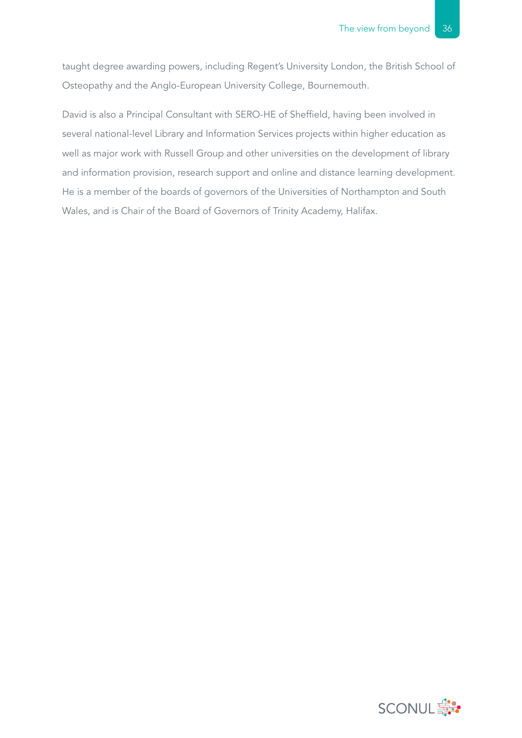taught degree awarding powers, including Regent's University London, the British School of Osteopathy and the Anglo-European University College, Bournemouth.

David is also a Principal Consultant with SERO-HE of Sheffield, having been involved in several national-level Library and Information Services projects within higher education as well as major work with Russell Group and other universities on the development of library and information provision, research support and online and distance learning development. He is a member of the boards of governors of the Universities of Northampton and South Wales, and is Chair of the Board of Governors of Trinity Academy, Halifax.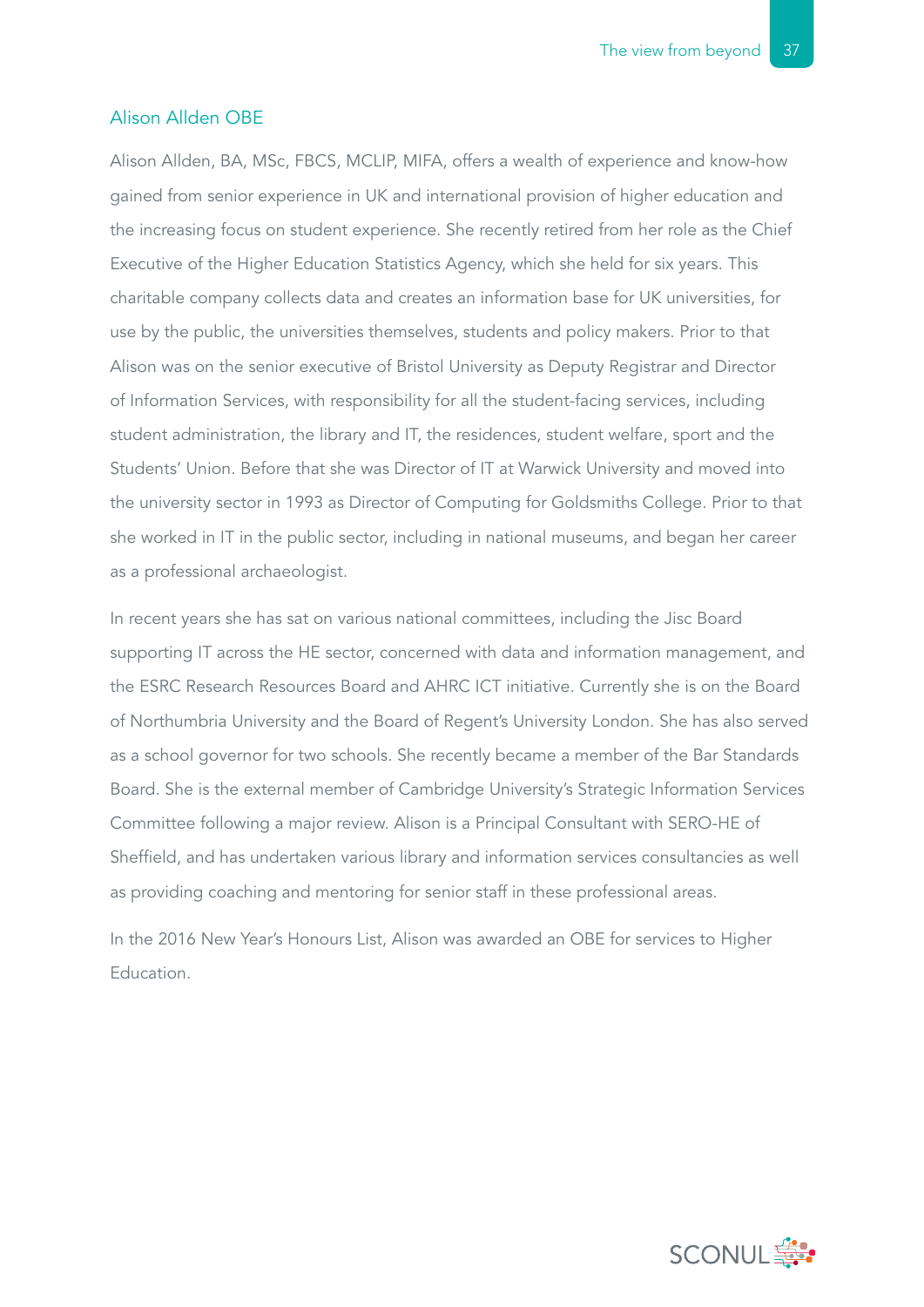## Alison Allden OBE

Alison Allden, BA, MSc, FBCS, MCLIP, MIFA, offers a wealth of experience and know-how gained from senior experience in UK and international provision of higher education and the increasing focus on student experience. She recently retired from her role as the Chief Executive of the Higher Education Statistics Agency, which she held for six years. This charitable company collects data and creates an information base for UK universities, for use by the public, the universities themselves, students and policy makers. Prior to that Alison was on the senior executive of Bristol University as Deputy Registrar and Director of Information Services, with responsibility for all the student-facing services, including student administration, the library and IT, the residences, student welfare, sport and the Students' Union. Before that she was Director of IT at Warwick University and moved into the university sector in 1993 as Director of Computing for Goldsmiths College. Prior to that she worked in IT in the public sector, including in national museums, and began her career as a professional archaeologist.

In recent years she has sat on various national committees, including the Jisc Board supporting IT across the HE sector, concerned with data and information management, and the ESRC Research Resources Board and AHRC ICT initiative. Currently she is on the Board of Northumbria University and the Board of Regent's University London. She has also served as a school governor for two schools. She recently became a member of the Bar Standards Board. She is the external member of Cambridge University's Strategic Information Services Committee following a major review. Alison is a Principal Consultant with SERO-HE of Sheffield, and has undertaken various library and information services consultancies as well as providing coaching and mentoring for senior staff in these professional areas.

In the 2016 New Year's Honours List, Alison was awarded an OBE for services to Higher Education.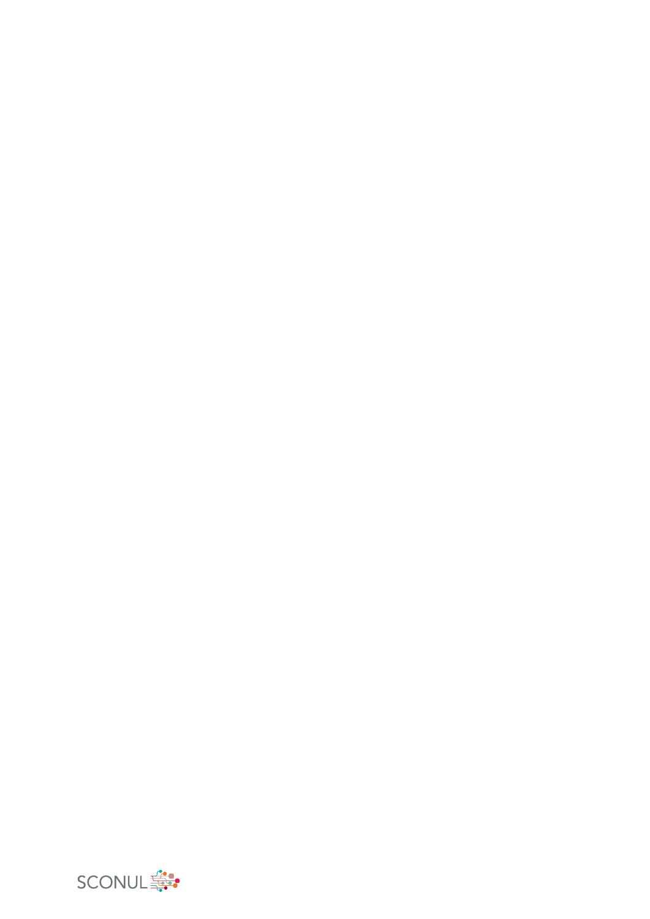SCONUL